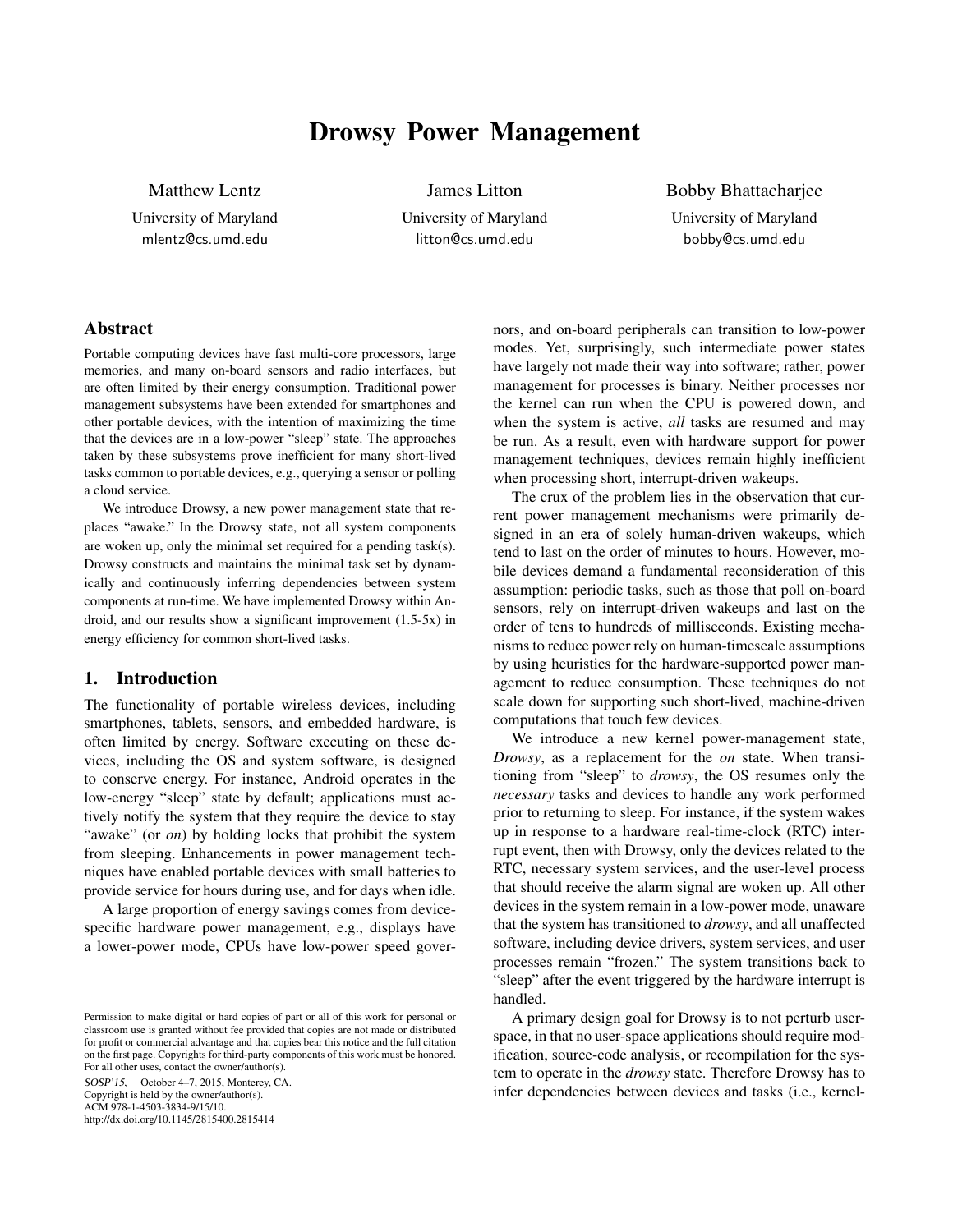# Drowsy Power Management

Matthew Lentz
University of Maryland
mlentz@cs.umd.edu

James Litton
University of Maryland
litton@cs.umd.edu

Bobby Bhattacharjee
University of Maryland
bobby@cs.umd.edu

## Abstract

Portable computing devices have fast multi-core processors, large memories, and many on-board sensors and radio interfaces, but are often limited by their energy consumption. Traditional power management subsystems have been extended for smartphones and other portable devices, with the intention of maximizing the time that the devices are in a low-power "sleep" state. The approaches taken by these subsystems prove inefficient for many short-lived tasks common to portable devices, e.g., querying a sensor or polling a cloud service.

We introduce Drowsy, a new power management state that replaces "awake." In the Drowsy state, not all system components are woken up, only the minimal set required for a pending task(s). Drowsy constructs and maintains the minimal task set by dynamically and continuously inferring dependencies between system components at run-time. We have implemented Drowsy within Android, and our results show a significant improvement (1.5-5x) in energy efficiency for common short-lived tasks.

## 1. Introduction

The functionality of portable wireless devices, including smartphones, tablets, sensors, and embedded hardware, is often limited by energy. Software executing on these devices, including the OS and system software, is designed to conserve energy. For instance, Android operates in the low-energy "sleep" state by default; applications must actively notify the system that they require the device to stay "awake" (or *on*) by holding locks that prohibit the system from sleeping. Enhancements in power management techniques have enabled portable devices with small batteries to provide service for hours during use, and for days when idle.

A large proportion of energy savings comes from device-specific hardware power management, e.g., displays have a lower-power mode, CPUs have low-power speed governors, and on-board peripherals can transition to low-power modes. Yet, surprisingly, such intermediate power states have largely not made their way into software; rather, power management for processes is binary. Neither processes nor the kernel can run when the CPU is powered down, and when the system is active, *all* tasks are resumed and may be run. As a result, even with hardware support for power management techniques, devices remain highly inefficient when processing short, interrupt-driven wakeups.

The crux of the problem lies in the observation that current power management mechanisms were primarily designed in an era of solely human-driven wakeups, which tend to last on the order of minutes to hours. However, mobile devices demand a fundamental reconsideration of this assumption: periodic tasks, such as those that poll on-board sensors, rely on interrupt-driven wakeups and last on the order of tens to hundreds of milliseconds. Existing mechanisms to reduce power rely on human-timescale assumptions by using heuristics for the hardware-supported power management to reduce consumption. These techniques do not scale down for supporting such short-lived, machine-driven computations that touch few devices.

We introduce a new kernel power-management state, *Drowsy*, as a replacement for the *on* state. When transitioning from "sleep" to *drowsy*, the OS resumes only the *necessary* tasks and devices to handle any work performed prior to returning to sleep. For instance, if the system wakes up in response to a hardware real-time-clock (RTC) interrupt event, then with Drowsy, only the devices related to the RTC, necessary system services, and the user-level process that should receive the alarm signal are woken up. All other devices in the system remain in a low-power mode, unaware that the system has transitioned to *drowsy*, and all unaffected software, including device drivers, system services, and user processes remain "frozen." The system transitions back to "sleep" after the event triggered by the hardware interrupt is handled.

A primary design goal for Drowsy is to not perturb user-space, in that no user-space applications should require modification, source-code analysis, or recompilation for the system to operate in the *drowsy* state. Therefore Drowsy has to infer dependencies between devices and tasks (i.e., kernel-

Permission to make digital or hard copies of part or all of this work for personal or classroom use is granted without fee provided that copies are not made or distributed for profit or commercial advantage and that copies bear this notice and the full citation on the first page. Copyrights for third-party components of this work must be honored. For all other uses, contact the owner/author(s).
*SOSP'15*, October 4–7, 2015, Monterey, CA.
Copyright is held by the owner/author(s).
ACM 978-1-4503-3834-9/15/10.
http://dx.doi.org/10.1145/2815400.2815414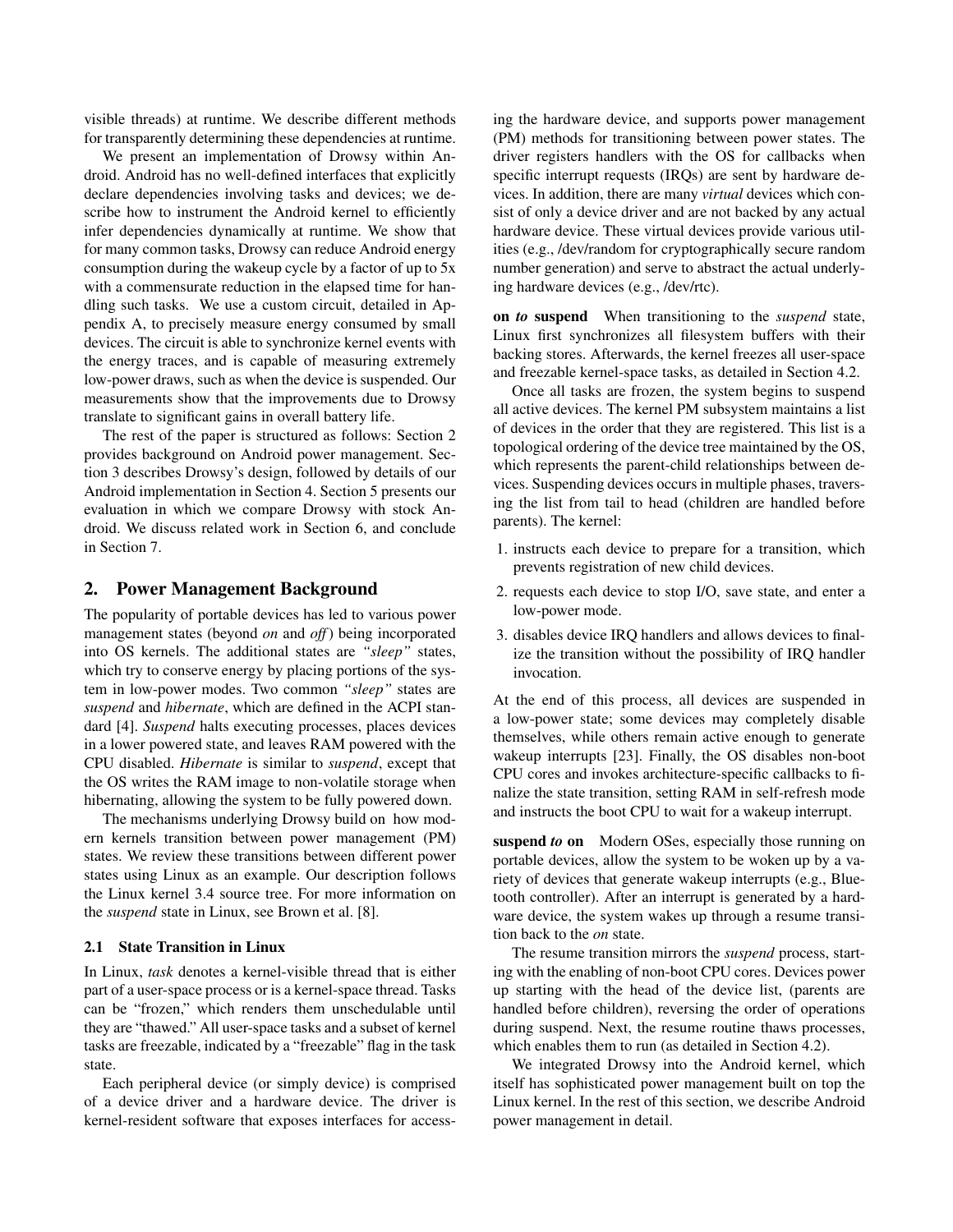visible threads) at runtime. We describe different methods for transparently determining these dependencies at runtime.

We present an implementation of Drowsy within Android. Android has no well-defined interfaces that explicitly declare dependencies involving tasks and devices; we describe how to instrument the Android kernel to efficiently infer dependencies dynamically at runtime. We show that for many common tasks, Drowsy can reduce Android energy consumption during the wakeup cycle by a factor of up to 5x with a commensurate reduction in the elapsed time for handling such tasks. We use a custom circuit, detailed in Appendix A, to precisely measure energy consumed by small devices. The circuit is able to synchronize kernel events with the energy traces, and is capable of measuring extremely low-power draws, such as when the device is suspended. Our measurements show that the improvements due to Drowsy translate to significant gains in overall battery life.

The rest of the paper is structured as follows: Section 2 provides background on Android power management. Section 3 describes Drowsy's design, followed by details of our Android implementation in Section 4. Section 5 presents our evaluation in which we compare Drowsy with stock Android. We discuss related work in Section 6, and conclude in Section 7.

## 2. Power Management Background

The popularity of portable devices has led to various power management states (beyond *on* and *off*) being incorporated into OS kernels. The additional states are *"sleep"* states, which try to conserve energy by placing portions of the system in low-power modes. Two common *"sleep"* states are *suspend* and *hibernate*, which are defined in the ACPI standard [4]. *Suspend* halts executing processes, places devices in a lower powered state, and leaves RAM powered with the CPU disabled. *Hibernate* is similar to *suspend*, except that the OS writes the RAM image to non-volatile storage when hibernating, allowing the system to be fully powered down.

The mechanisms underlying Drowsy build on how modern kernels transition between power management (PM) states. We review these transitions between different power states using Linux as an example. Our description follows the Linux kernel 3.4 source tree. For more information on the *suspend* state in Linux, see Brown et al. [8].

### 2.1 State Transition in Linux

In Linux, *task* denotes a kernel-visible thread that is either part of a user-space process or is a kernel-space thread. Tasks can be "frozen," which renders them unschedulable until they are "thawed." All user-space tasks and a subset of kernel tasks are freezable, indicated by a "freezable" flag in the task state.

Each peripheral device (or simply device) is comprised of a device driver and a hardware device. The driver is kernel-resident software that exposes interfaces for accessing the hardware device, and supports power management (PM) methods for transitioning between power states. The driver registers handlers with the OS for callbacks when specific interrupt requests (IRQs) are sent by hardware devices. In addition, there are many *virtual* devices which consist of only a device driver and are not backed by any actual hardware device. These virtual devices provide various utilities (e.g., /dev/random for cryptographically secure random number generation) and serve to abstract the actual underlying hardware devices (e.g., /dev/rtc).

**on *to* suspend** When transitioning to the *suspend* state, Linux first synchronizes all filesystem buffers with their backing stores. Afterwards, the kernel freezes all user-space and freezable kernel-space tasks, as detailed in Section 4.2.

Once all tasks are frozen, the system begins to suspend all active devices. The kernel PM subsystem maintains a list of devices in the order that they are registered. This list is a topological ordering of the device tree maintained by the OS, which represents the parent-child relationships between devices. Suspending devices occurs in multiple phases, traversing the list from tail to head (children are handled before parents). The kernel:

1. instructs each device to prepare for a transition, which prevents registration of new child devices.
2. requests each device to stop I/O, save state, and enter a low-power mode.
3. disables device IRQ handlers and allows devices to finalize the transition without the possibility of IRQ handler invocation.

At the end of this process, all devices are suspended in a low-power state; some devices may completely disable themselves, while others remain active enough to generate wakeup interrupts [23]. Finally, the OS disables non-boot CPU cores and invokes architecture-specific callbacks to finalize the state transition, setting RAM in self-refresh mode and instructs the boot CPU to wait for a wakeup interrupt.

**suspend *to* on** Modern OSes, especially those running on portable devices, allow the system to be woken up by a variety of devices that generate wakeup interrupts (e.g., Bluetooth controller). After an interrupt is generated by a hardware device, the system wakes up through a resume transition back to the *on* state.

The resume transition mirrors the *suspend* process, starting with the enabling of non-boot CPU cores. Devices power up starting with the head of the device list, (parents are handled before children), reversing the order of operations during suspend. Next, the resume routine thaws processes, which enables them to run (as detailed in Section 4.2).

We integrated Drowsy into the Android kernel, which itself has sophisticated power management built on top the Linux kernel. In the rest of this section, we describe Android power management in detail.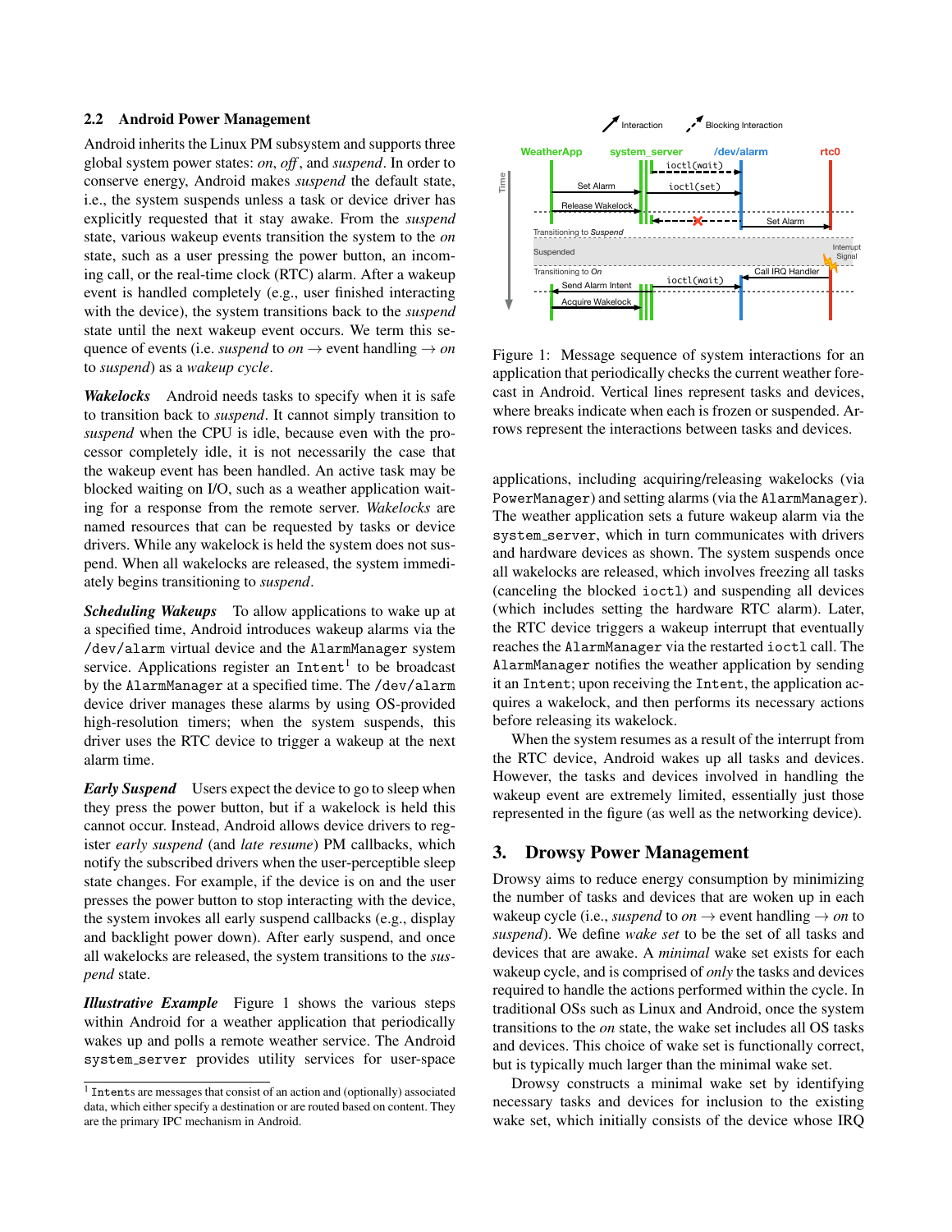## 2.2 Android Power Management

Android inherits the Linux PM subsystem and supports three global system power states: *on*, *off*, and *suspend*. In order to conserve energy, Android makes *suspend* the default state, i.e., the system suspends unless a task or device driver has explicitly requested that it stay awake. From the *suspend* state, various wakeup events transition the system to the *on* state, such as a user pressing the power button, an incoming call, or the real-time clock (RTC) alarm. After a wakeup event is handled completely (e.g., user finished interacting with the device), the system transitions back to the *suspend* state until the next wakeup event occurs. We term this sequence of events (i.e. *suspend* to *on* → event handling → *on* to *suspend*) as a *wakeup cycle*.

***Wakelocks*** Android needs tasks to specify when it is safe to transition back to *suspend*. It cannot simply transition to *suspend* when the CPU is idle, because even with the processor completely idle, it is not necessarily the case that the wakeup event has been handled. An active task may be blocked waiting on I/O, such as a weather application waiting for a response from the remote server. *Wakelocks* are named resources that can be requested by tasks or device drivers. While any wakelock is held the system does not suspend. When all wakelocks are released, the system immediately begins transitioning to *suspend*.

***Scheduling Wakeups*** To allow applications to wake up at a specified time, Android introduces wakeup alarms via the `/dev/alarm` virtual device and the `AlarmManager` system service. Applications register an `Intent`[1] to be broadcast by the `AlarmManager` at a specified time. The `/dev/alarm` device driver manages these alarms by using OS-provided high-resolution timers; when the system suspends, this driver uses the RTC device to trigger a wakeup at the next alarm time.

***Early Suspend*** Users expect the device to go to sleep when they press the power button, but if a wakelock is held this cannot occur. Instead, Android allows device drivers to register *early suspend* (and *late resume*) PM callbacks, which notify the subscribed drivers when the user-perceptible sleep state changes. For example, if the device is on and the user presses the power button to stop interacting with the device, the system invokes all early suspend callbacks (e.g., display and backlight power down). After early suspend, and once all wakelocks are released, the system transitions to the *suspend* state.

***Illustrative Example*** Figure 1 shows the various steps within Android for a weather application that periodically wakes up and polls a remote weather service. The Android `system_server` provides utility services for user-space

[1] `Intents` are messages that consist of an action and (optionally) associated data, which either specify a destination or are routed based on content. They are the primary IPC mechanism in Android.

Interaction
Blocking Interaction
WeatherApp
system_server
/dev/alarm
rtc0
Time
ioctl(wait)
Set Alarm
ioctl(set)
Release Wakelock
Set Alarm
Transitioning to *Suspend*
Suspended
Interrupt Signal
Transitioning to *On*
Call IRQ Handler
ioctl(wait)
Send Alarm Intent
Acquire Wakelock

Figure 1: Message sequence of system interactions for an application that periodically checks the current weather forecast in Android. Vertical lines represent tasks and devices, where breaks indicate when each is frozen or suspended. Arrows represent the interactions between tasks and devices.

applications, including acquiring/releasing wakelocks (via `PowerManager`) and setting alarms (via the `AlarmManager`). The weather application sets a future wakeup alarm via the `system_server`, which in turn communicates with drivers and hardware devices as shown. The system suspends once all wakelocks are released, which involves freezing all tasks (canceling the blocked `ioctl`) and suspending all devices (which includes setting the hardware RTC alarm). Later, the RTC device triggers a wakeup interrupt that eventually reaches the `AlarmManager` via the restarted `ioctl` call. The `AlarmManager` notifies the weather application by sending it an `Intent`; upon receiving the `Intent`, the application acquires a wakelock, and then performs its necessary actions before releasing its wakelock.

When the system resumes as a result of the interrupt from the RTC device, Android wakes up all tasks and devices. However, the tasks and devices involved in handling the wakeup event are extremely limited, essentially just those represented in the figure (as well as the networking device).

# 3. Drowsy Power Management

Drowsy aims to reduce energy consumption by minimizing the number of tasks and devices that are woken up in each wakeup cycle (i.e., *suspend* to *on* → event handling → *on* to *suspend*). We define *wake set* to be the set of all tasks and devices that are awake. A *minimal* wake set exists for each wakeup cycle, and is comprised of *only* the tasks and devices required to handle the actions performed within the cycle. In traditional OSs such as Linux and Android, once the system transitions to the *on* state, the wake set includes all OS tasks and devices. This choice of wake set is functionally correct, but is typically much larger than the minimal wake set.

Drowsy constructs a minimal wake set by identifying necessary tasks and devices for inclusion to the existing wake set, which initially consists of the device whose IRQ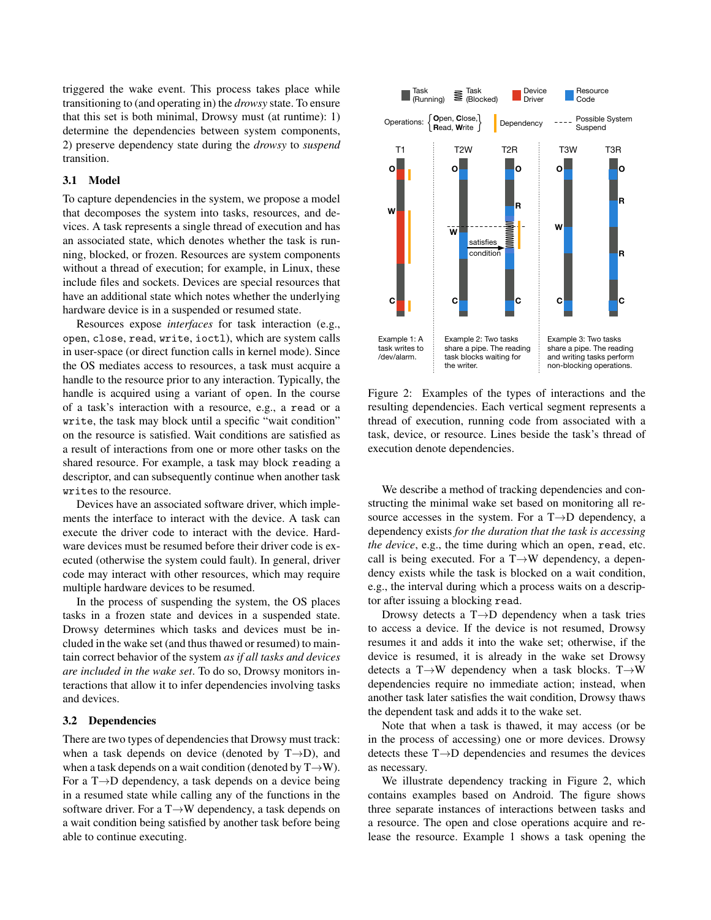triggered the wake event. This process takes place while transitioning to (and operating in) the *drowsy* state. To ensure that this set is both minimal, Drowsy must (at runtime): 1) determine the dependencies between system components, 2) preserve dependency state during the *drowsy* to *suspend* transition.

### 3.1 Model

To capture dependencies in the system, we propose a model that decomposes the system into tasks, resources, and devices. A task represents a single thread of execution and has an associated state, which denotes whether the task is running, blocked, or frozen. Resources are system components without a thread of execution; for example, in Linux, these include files and sockets. Devices are special resources that have an additional state which notes whether the underlying hardware device is in a suspended or resumed state.

Resources expose *interfaces* for task interaction (e.g., `open`, `close`, `read`, `write`, `ioctl`), which are system calls in user-space (or direct function calls in kernel mode). Since the OS mediates access to resources, a task must acquire a handle to the resource prior to any interaction. Typically, the handle is acquired using a variant of `open`. In the course of a task's interaction with a resource, e.g., a `read` or a `write`, the task may block until a specific "wait condition" on the resource is satisfied. Wait conditions are satisfied as a result of interactions from one or more other tasks on the shared resource. For example, a task may block `reading` a descriptor, and can subsequently continue when another task `writes` to the resource.

Devices have an associated software driver, which implements the interface to interact with the device. A task can execute the driver code to interact with the device. Hardware devices must be resumed before their driver code is executed (otherwise the system could fault). In general, driver code may interact with other resources, which may require multiple hardware devices to be resumed.

In the process of suspending the system, the OS places tasks in a frozen state and devices in a suspended state. Drowsy determines which tasks and devices must be included in the wake set (and thus thawed or resumed) to maintain correct behavior of the system *as if all tasks and devices are included in the wake set*. To do so, Drowsy monitors interactions that allow it to infer dependencies involving tasks and devices.

### 3.2 Dependencies

There are two types of dependencies that Drowsy must track: when a task depends on device (denoted by T→D), and when a task depends on a wait condition (denoted by T→W). For a T→D dependency, a task depends on a device being in a resumed state while calling any of the functions in the software driver. For a T→W dependency, a task depends on a wait condition being satisfied by another task before being able to continue executing.

Task (Running) Task (Blocked) Device Driver Resource Code
Operations: {Open, Close, Read, Write} Dependency Possible System Suspend
T1 T2W T2R T3W T3R
O W C O W C O R C O W C O R R C
satisfies condition
Example 1: A task writes to /dev/alarm.
Example 2: Two tasks share a pipe. The reading task blocks waiting for the writer.
Example 3: Two tasks share a pipe. The reading and writing tasks perform non-blocking operations.

Figure 2: Examples of the types of interactions and the resulting dependencies. Each vertical segment represents a thread of execution, running code from associated with a task, device, or resource. Lines beside the task's thread of execution denote dependencies.

We describe a method of tracking dependencies and constructing the minimal wake set based on monitoring all resource accesses in the system. For a T→D dependency, a dependency exists *for the duration that the task is accessing the device*, e.g., the time during which an `open`, `read`, etc. call is being executed. For a T→W dependency, a dependency exists while the task is blocked on a wait condition, e.g., the interval during which a process waits on a descriptor after issuing a blocking `read`.

Drowsy detects a T→D dependency when a task tries to access a device. If the device is not resumed, Drowsy resumes it and adds it into the wake set; otherwise, if the device is resumed, it is already in the wake set. Drowsy detects a T→W dependency when a task blocks. T→W dependencies require no immediate action; instead, when another task later satisfies the wait condition, Drowsy thaws the dependent task and adds it to the wake set.

Note that when a task is thawed, it may access (or be in the process of accessing) one or more devices. Drowsy detects these T→D dependencies and resumes the devices as necessary.

We illustrate dependency tracking in Figure 2, which contains examples based on Android. The figure shows three separate instances of interactions between tasks and a resource. The open and close operations acquire and release the resource. Example 1 shows a task opening the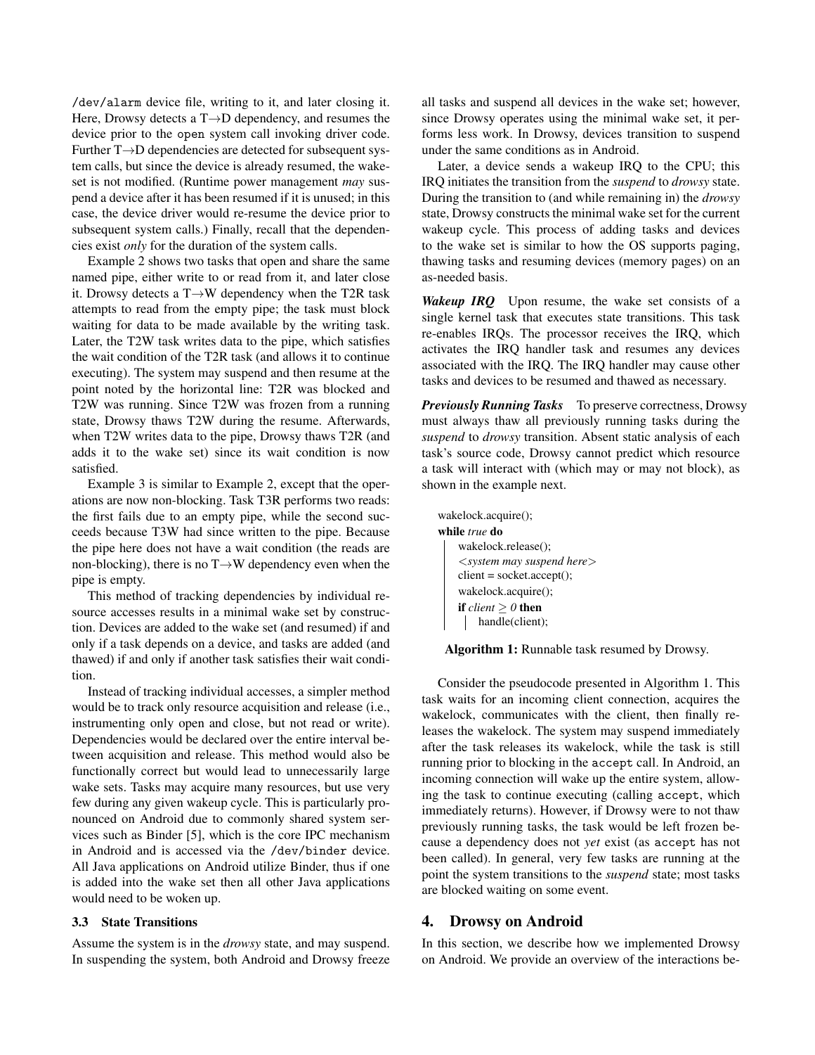/dev/alarm device file, writing to it, and later closing it. Here, Drowsy detects a T→D dependency, and resumes the device prior to the open system call invoking driver code. Further T→D dependencies are detected for subsequent system calls, but since the device is already resumed, the wakeset is not modified. (Runtime power management *may* suspend a device after it has been resumed if it is unused; in this case, the device driver would re-resume the device prior to subsequent system calls.) Finally, recall that the dependencies exist *only* for the duration of the system calls.

Example 2 shows two tasks that open and share the same named pipe, either write to or read from it, and later close it. Drowsy detects a T→W dependency when the T2R task attempts to read from the empty pipe; the task must block waiting for data to be made available by the writing task. Later, the T2W task writes data to the pipe, which satisfies the wait condition of the T2R task (and allows it to continue executing). The system may suspend and then resume at the point noted by the horizontal line: T2R was blocked and T2W was running. Since T2W was frozen from a running state, Drowsy thaws T2W during the resume. Afterwards, when T2W writes data to the pipe, Drowsy thaws T2R (and adds it to the wake set) since its wait condition is now satisfied.

Example 3 is similar to Example 2, except that the operations are now non-blocking. Task T3R performs two reads: the first fails due to an empty pipe, while the second succeeds because T3W had since written to the pipe. Because the pipe here does not have a wait condition (the reads are non-blocking), there is no T→W dependency even when the pipe is empty.

This method of tracking dependencies by individual resource accesses results in a minimal wake set by construction. Devices are added to the wake set (and resumed) if and only if a task depends on a device, and tasks are added (and thawed) if and only if another task satisfies their wait condition.

Instead of tracking individual accesses, a simpler method would be to track only resource acquisition and release (i.e., instrumenting only open and close, but not read or write). Dependencies would be declared over the entire interval between acquisition and release. This method would also be functionally correct but would lead to unnecessarily large wake sets. Tasks may acquire many resources, but use very few during any given wakeup cycle. This is particularly pronounced on Android due to commonly shared system services such as Binder [5], which is the core IPC mechanism in Android and is accessed via the /dev/binder device. All Java applications on Android utilize Binder, thus if one is added into the wake set then all other Java applications would need to be woken up.

### 3.3 State Transitions

Assume the system is in the *drowsy* state, and may suspend. In suspending the system, both Android and Drowsy freeze all tasks and suspend all devices in the wake set; however, since Drowsy operates using the minimal wake set, it performs less work. In Drowsy, devices transition to suspend under the same conditions as in Android.

Later, a device sends a wakeup IRQ to the CPU; this IRQ initiates the transition from the *suspend* to *drowsy* state. During the transition to (and while remaining in) the *drowsy* state, Drowsy constructs the minimal wake set for the current wakeup cycle. This process of adding tasks and devices to the wake set is similar to how the OS supports paging, thawing tasks and resuming devices (memory pages) on an as-needed basis.

***Wakeup IRQ*** Upon resume, the wake set consists of a single kernel task that executes state transitions. This task re-enables IRQs. The processor receives the IRQ, which activates the IRQ handler task and resumes any devices associated with the IRQ. The IRQ handler may cause other tasks and devices to be resumed and thawed as necessary.

***Previously Running Tasks*** To preserve correctness, Drowsy must always thaw all previously running tasks during the *suspend* to *drowsy* transition. Absent static analysis of each task's source code, Drowsy cannot predict which resource a task will interact with (which may or may not block), as shown in the example next.

```
wakelock.acquire();
while true do
    wakelock.release();
    <system may suspend here>
    client = socket.accept();
    wakelock.acquire();
    if client ≥ 0 then
        handle(client);
```

**Algorithm 1:** Runnable task resumed by Drowsy.

Consider the pseudocode presented in Algorithm 1. This task waits for an incoming client connection, acquires the wakelock, communicates with the client, then finally releases the wakelock. The system may suspend immediately after the task releases its wakelock, while the task is still running prior to blocking in the accept call. In Android, an incoming connection will wake up the entire system, allowing the task to continue executing (calling accept, which immediately returns). However, if Drowsy were to not thaw previously running tasks, the task would be left frozen because a dependency does not *yet* exist (as accept has not been called). In general, very few tasks are running at the point the system transitions to the *suspend* state; most tasks are blocked waiting on some event.

## 4. Drowsy on Android

In this section, we describe how we implemented Drowsy on Android. We provide an overview of the interactions be-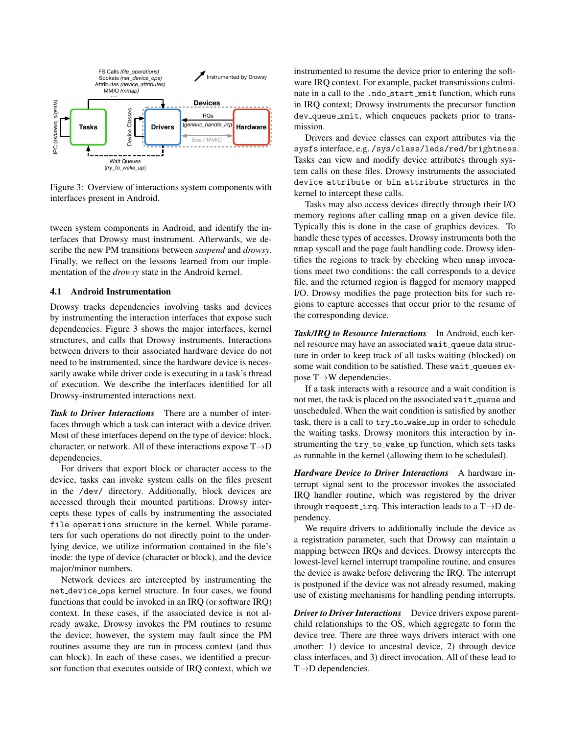Figure 3: Overview of interactions system components with interfaces present in Android.

tween system components in Android, and identify the interfaces that Drowsy must instrument. Afterwards, we describe the new PM transitions between *suspend* and *drowsy*. Finally, we reflect on the lessons learned from our implementation of the *drowsy* state in the Android kernel.

### 4.1 Android Instrumentation

Drowsy tracks dependencies involving tasks and devices by instrumenting the interaction interfaces that expose such dependencies. Figure 3 shows the major interfaces, kernel structures, and calls that Drowsy instruments. Interactions between drivers to their associated hardware device do not need to be instrumented, since the hardware device is necessarily awake while driver code is executing in a task's thread of execution. We describe the interfaces identified for all Drowsy-instrumented interactions next.

***Task to Driver Interactions*** There are a number of interfaces through which a task can interact with a device driver. Most of these interfaces depend on the type of device: block, character, or network. All of these interactions expose T→D dependencies.

For drivers that export block or character access to the device, tasks can invoke system calls on the files present in the `/dev/` directory. Additionally, block devices are accessed through their mounted partitions. Drowsy intercepts these types of calls by instrumenting the associated `file_operations` structure in the kernel. While parameters for such operations do not directly point to the underlying device, we utilize information contained in the file's inode: the type of device (character or block), and the device major/minor numbers.

Network devices are intercepted by instrumenting the `net_device_ops` kernel structure. In four cases, we found functions that could be invoked in an IRQ (or software IRQ) context. In these cases, if the associated device is not already awake, Drowsy invokes the PM routines to resume the device; however, the system may fault since the PM routines assume they are run in process context (and thus can block). In each of these cases, we identified a precursor function that executes outside of IRQ context, which we instrumented to resume the device prior to entering the software IRQ context. For example, packet transmissions culminate in a call to the `.ndo_start_xmit` function, which runs in IRQ context; Drowsy instruments the precursor function `dev_queue_xmit`, which enqueues packets prior to transmission.

Drivers and device classes can export attributes via the `sysfs` interface, e.g. `/sys/class/leds/red/brightness`. Tasks can view and modify device attributes through system calls on these files. Drowsy instruments the associated `device_attribute` or `bin_attribute` structures in the kernel to intercept these calls.

Tasks may also access devices directly through their I/O memory regions after calling `mmap` on a given device file. Typically this is done in the case of graphics devices. To handle these types of accesses, Drowsy instruments both the `mmap` syscall and the page fault handling code. Drowsy identifies the regions to track by checking when `mmap` invocations meet two conditions: the call corresponds to a device file, and the returned region is flagged for memory mapped I/O. Drowsy modifies the page protection bits for such regions to capture accesses that occur prior to the resume of the corresponding device.

***Task/IRQ to Resource Interactions*** In Android, each kernel resource may have an associated `wait_queue` data structure in order to keep track of all tasks waiting (blocked) on some wait condition to be satisfied. These `wait_queues` expose T→W dependencies.

If a task interacts with a resource and a wait condition is not met, the task is placed on the associated `wait_queue` and unscheduled. When the wait condition is satisfied by another task, there is a call to `try_to_wake_up` in order to schedule the waiting tasks. Drowsy monitors this interaction by instrumenting the `try_to_wake_up` function, which sets tasks as runnable in the kernel (allowing them to be scheduled).

***Hardware Device to Driver Interactions*** A hardware interrupt signal sent to the processor invokes the associated IRQ handler routine, which was registered by the driver through `request_irq`. This interaction leads to a T→D dependency.

We require drivers to additionally include the device as a registration parameter, such that Drowsy can maintain a mapping between IRQs and devices. Drowsy intercepts the lowest-level kernel interrupt trampoline routine, and ensures the device is awake before delivering the IRQ. The interrupt is postponed if the device was not already resumed, making use of existing mechanisms for handling pending interrupts.

***Driver to Driver Interactions*** Device drivers expose parent-child relationships to the OS, which aggregate to form the device tree. There are three ways drivers interact with one another: 1) device to ancestral device, 2) through device class interfaces, and 3) direct invocation. All of these lead to T→D dependencies.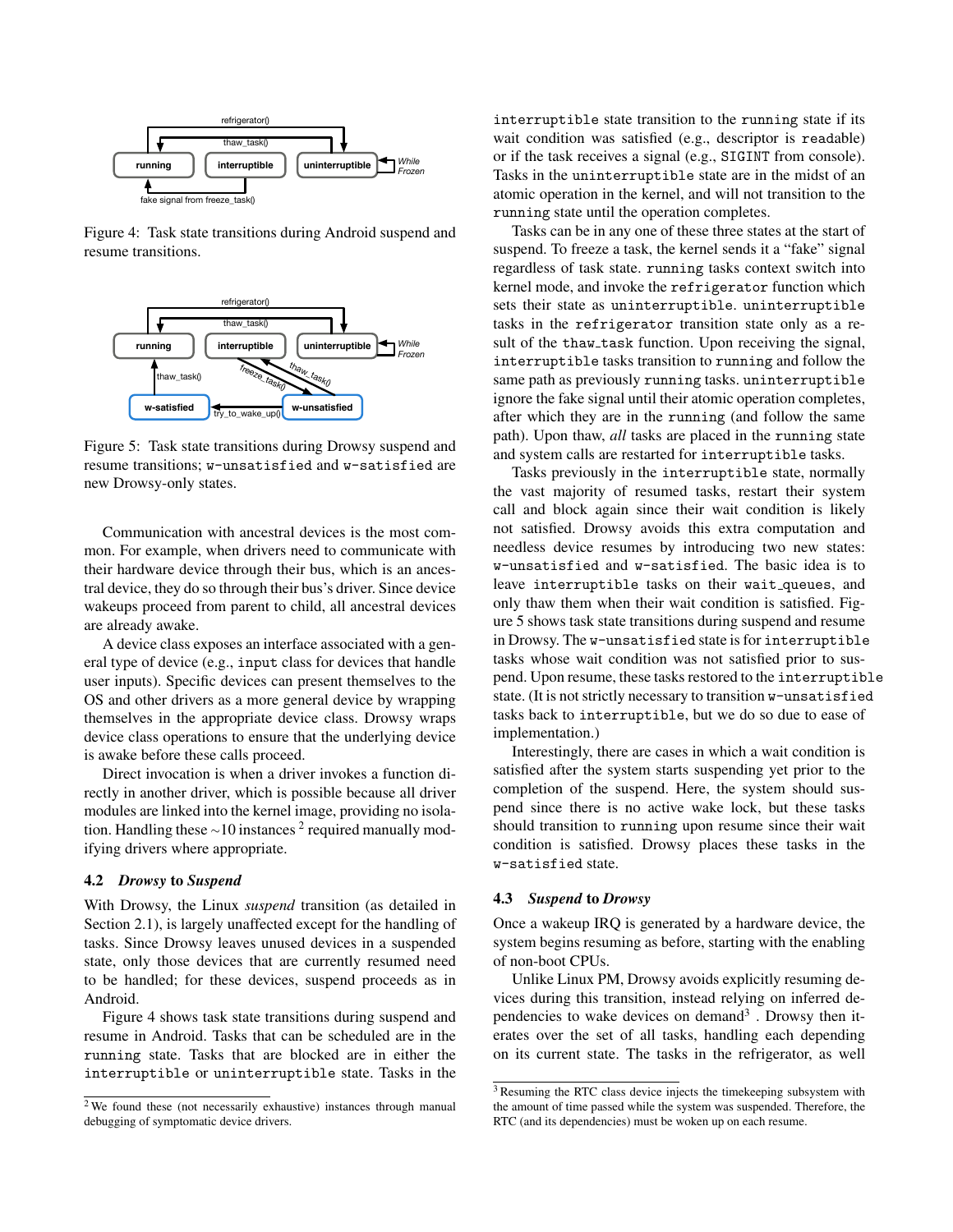refrigerator()

thaw_task()

running

interruptible

uninterruptible

While Frozen

fake signal from freeze_task()

Figure 4: Task state transitions during Android suspend and resume transitions.

refrigerator()

thaw_task()

running

interruptible

uninterruptible

While Frozen

thaw_task()

freeze_task()

thaw_task()

w-satisfied

try_to_wake_up()

w-unsatisfied

Figure 5: Task state transitions during Drowsy suspend and resume transitions; `w-unsatisfied` and `w-satisfied` are new Drowsy-only states.

Communication with ancestral devices is the most common. For example, when drivers need to communicate with their hardware device through their bus, which is an ancestral device, they do so through their bus's driver. Since device wakeups proceed from parent to child, all ancestral devices are already awake.

A device class exposes an interface associated with a general type of device (e.g., `input` class for devices that handle user inputs). Specific devices can present themselves to the OS and other drivers as a more general device by wrapping themselves in the appropriate device class. Drowsy wraps device class operations to ensure that the underlying device is awake before these calls proceed.

Direct invocation is when a driver invokes a function directly in another driver, which is possible because all driver modules are linked into the kernel image, providing no isolation. Handling these ~10 instances [2] required manually modifying drivers where appropriate.

### 4.2 *Drowsy* to *Suspend*

With Drowsy, the Linux *suspend* transition (as detailed in Section 2.1), is largely unaffected except for the handling of tasks. Since Drowsy leaves unused devices in a suspended state, only those devices that are currently resumed need to be handled; for these devices, suspend proceeds as in Android.

Figure 4 shows task state transitions during suspend and resume in Android. Tasks that can be scheduled are in the `running` state. Tasks that are blocked are in either the `interruptible` or `uninterruptible` state. Tasks in the `interruptible` state transition to the `running` state if its wait condition was satisfied (e.g., descriptor is `readable`) or if the task receives a signal (e.g., `SIGINT` from console). Tasks in the `uninterruptible` state are in the midst of an atomic operation in the kernel, and will not transition to the `running` state until the operation completes.

Tasks can be in any one of these three states at the start of suspend. To freeze a task, the kernel sends it a "fake" signal regardless of task state. `running` tasks context switch into kernel mode, and invoke the `refrigerator` function which sets their state as `uninterruptible`. `uninterruptible` tasks in the `refrigerator` transition state only as a result of the `thaw_task` function. Upon receiving the signal, `interruptible` tasks transition to `running` and follow the same path as previously `running` tasks. `uninterruptible` ignore the fake signal until their atomic operation completes, after which they are in the `running` (and follow the same path). Upon thaw, *all* tasks are placed in the `running` state and system calls are restarted for `interruptible` tasks.

Tasks previously in the `interruptible` state, normally the vast majority of resumed tasks, restart their system call and block again since their wait condition is likely not satisfied. Drowsy avoids this extra computation and needless device resumes by introducing two new states: `w-unsatisfied` and `w-satisfied`. The basic idea is to leave `interruptible` tasks on their `wait_queues`, and only thaw them when their wait condition is satisfied. Figure 5 shows task state transitions during suspend and resume in Drowsy. The `w-unsatisfied` state is for `interruptible` tasks whose wait condition was not satisfied prior to suspend. Upon resume, these tasks restored to the `interruptible` state. (It is not strictly necessary to transition `w-unsatisfied` tasks back to `interruptible`, but we do so due to ease of implementation.)

Interestingly, there are cases in which a wait condition is satisfied after the system starts suspending yet prior to the completion of the suspend. Here, the system should suspend since there is no active wake lock, but these tasks should transition to `running` upon resume since their wait condition is satisfied. Drowsy places these tasks in the `w-satisfied` state.

### 4.3 *Suspend* to *Drowsy*

Once a wakeup IRQ is generated by a hardware device, the system begins resuming as before, starting with the enabling of non-boot CPUs.

Unlike Linux PM, Drowsy avoids explicitly resuming devices during this transition, instead relying on inferred dependencies to wake devices on demand[3] . Drowsy then iterates over the set of all tasks, handling each depending on its current state. The tasks in the refrigerator, as well

[2] We found these (not necessarily exhaustive) instances through manual debugging of symptomatic device drivers.

[3] Resuming the RTC class device injects the timekeeping subsystem with the amount of time passed while the system was suspended. Therefore, the RTC (and its dependencies) must be woken up on each resume.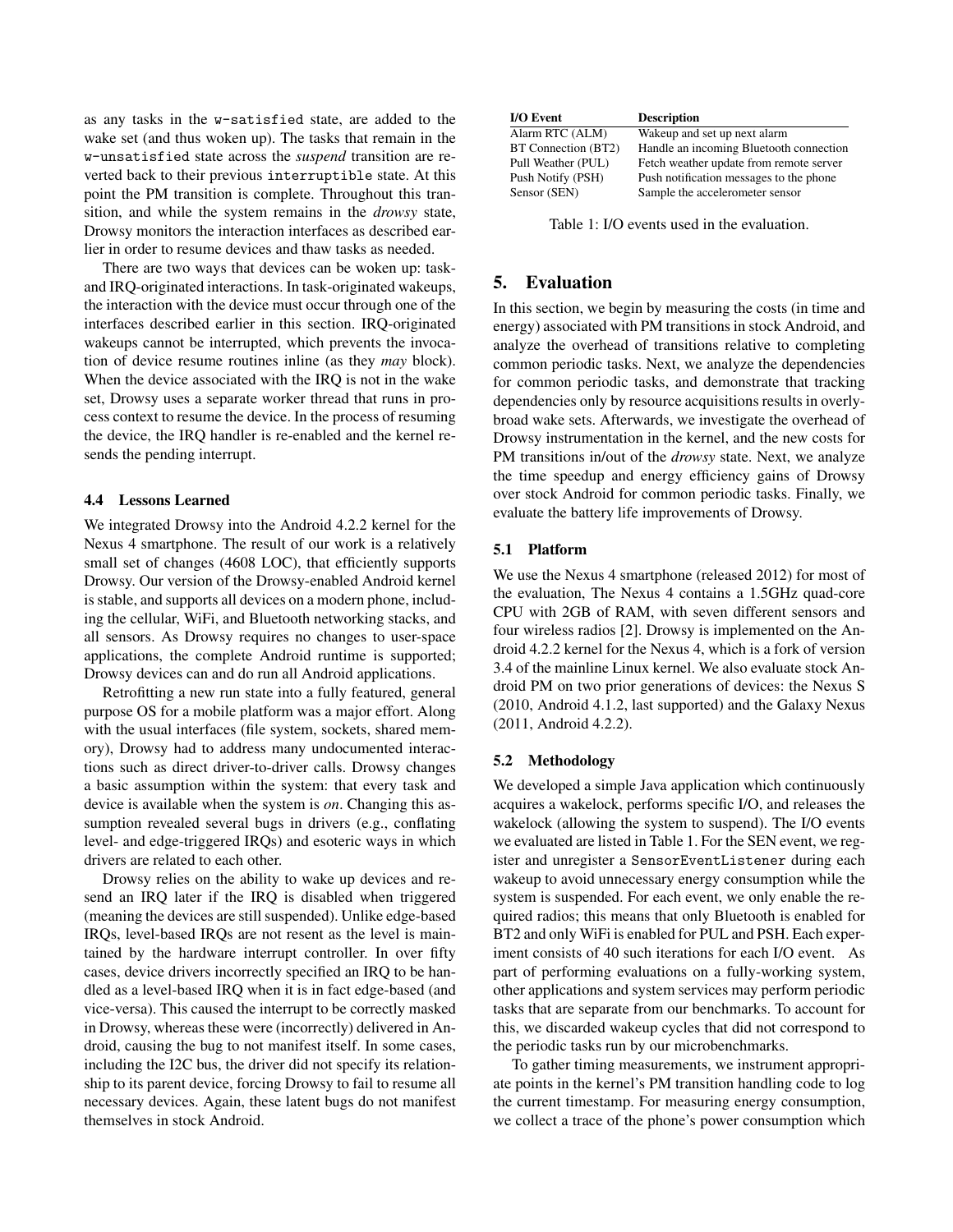as any tasks in the w-satisfied state, are added to the wake set (and thus woken up). The tasks that remain in the w-unsatisfied state across the *suspend* transition are reverted back to their previous interruptible state. At this point the PM transition is complete. Throughout this transition, and while the system remains in the *drowsy* state, Drowsy monitors the interaction interfaces as described earlier in order to resume devices and thaw tasks as needed.

There are two ways that devices can be woken up: task- and IRQ-originated interactions. In task-originated wakeups, the interaction with the device must occur through one of the interfaces described earlier in this section. IRQ-originated wakeups cannot be interrupted, which prevents the invocation of device resume routines inline (as they *may* block). When the device associated with the IRQ is not in the wake set, Drowsy uses a separate worker thread that runs in process context to resume the device. In the process of resuming the device, the IRQ handler is re-enabled and the kernel resends the pending interrupt.

### 4.4 Lessons Learned

We integrated Drowsy into the Android 4.2.2 kernel for the Nexus 4 smartphone. The result of our work is a relatively small set of changes (4608 LOC), that efficiently supports Drowsy. Our version of the Drowsy-enabled Android kernel is stable, and supports all devices on a modern phone, including the cellular, WiFi, and Bluetooth networking stacks, and all sensors. As Drowsy requires no changes to user-space applications, the complete Android runtime is supported; Drowsy devices can and do run all Android applications.

Retrofitting a new run state into a fully featured, general purpose OS for a mobile platform was a major effort. Along with the usual interfaces (file system, sockets, shared memory), Drowsy had to address many undocumented interactions such as direct driver-to-driver calls. Drowsy changes a basic assumption within the system: that every task and device is available when the system is *on*. Changing this assumption revealed several bugs in drivers (e.g., conflating level- and edge-triggered IRQs) and esoteric ways in which drivers are related to each other.

Drowsy relies on the ability to wake up devices and resend an IRQ later if the IRQ is disabled when triggered (meaning the devices are still suspended). Unlike edge-based IRQs, level-based IRQs are not resent as the level is maintained by the hardware interrupt controller. In over fifty cases, device drivers incorrectly specified an IRQ to be handled as a level-based IRQ when it is in fact edge-based (and vice-versa). This caused the interrupt to be correctly masked in Drowsy, whereas these were (incorrectly) delivered in Android, causing the bug to not manifest itself. In some cases, including the I2C bus, the driver did not specify its relationship to its parent device, forcing Drowsy to fail to resume all necessary devices. Again, these latent bugs do not manifest themselves in stock Android.

| I/O Event | Description |
|---|---|
| Alarm RTC (ALM) | Wakeup and set up next alarm |
| BT Connection (BT2) | Handle an incoming Bluetooth connection |
| Pull Weather (PUL) | Fetch weather update from remote server |
| Push Notify (PSH) | Push notification messages to the phone |
| Sensor (SEN) | Sample the accelerometer sensor |

Table 1: I/O events used in the evaluation.

## 5. Evaluation

In this section, we begin by measuring the costs (in time and energy) associated with PM transitions in stock Android, and analyze the overhead of transitions relative to completing common periodic tasks. Next, we analyze the dependencies for common periodic tasks, and demonstrate that tracking dependencies only by resource acquisitions results in overly-broad wake sets. Afterwards, we investigate the overhead of Drowsy instrumentation in the kernel, and the new costs for PM transitions in/out of the *drowsy* state. Next, we analyze the time speedup and energy efficiency gains of Drowsy over stock Android for common periodic tasks. Finally, we evaluate the battery life improvements of Drowsy.

### 5.1 Platform

We use the Nexus 4 smartphone (released 2012) for most of the evaluation, The Nexus 4 contains a 1.5GHz quad-core CPU with 2GB of RAM, with seven different sensors and four wireless radios [2]. Drowsy is implemented on the Android 4.2.2 kernel for the Nexus 4, which is a fork of version 3.4 of the mainline Linux kernel. We also evaluate stock Android PM on two prior generations of devices: the Nexus S (2010, Android 4.1.2, last supported) and the Galaxy Nexus (2011, Android 4.2.2).

### 5.2 Methodology

We developed a simple Java application which continuously acquires a wakelock, performs specific I/O, and releases the wakelock (allowing the system to suspend). The I/O events we evaluated are listed in Table 1. For the SEN event, we register and unregister a SensorEventListener during each wakeup to avoid unnecessary energy consumption while the system is suspended. For each event, we only enable the required radios; this means that only Bluetooth is enabled for BT2 and only WiFi is enabled for PUL and PSH. Each experiment consists of 40 such iterations for each I/O event. As part of performing evaluations on a fully-working system, other applications and system services may perform periodic tasks that are separate from our benchmarks. To account for this, we discarded wakeup cycles that did not correspond to the periodic tasks run by our microbenchmarks.

To gather timing measurements, we instrument appropriate points in the kernel's PM transition handling code to log the current timestamp. For measuring energy consumption, we collect a trace of the phone's power consumption which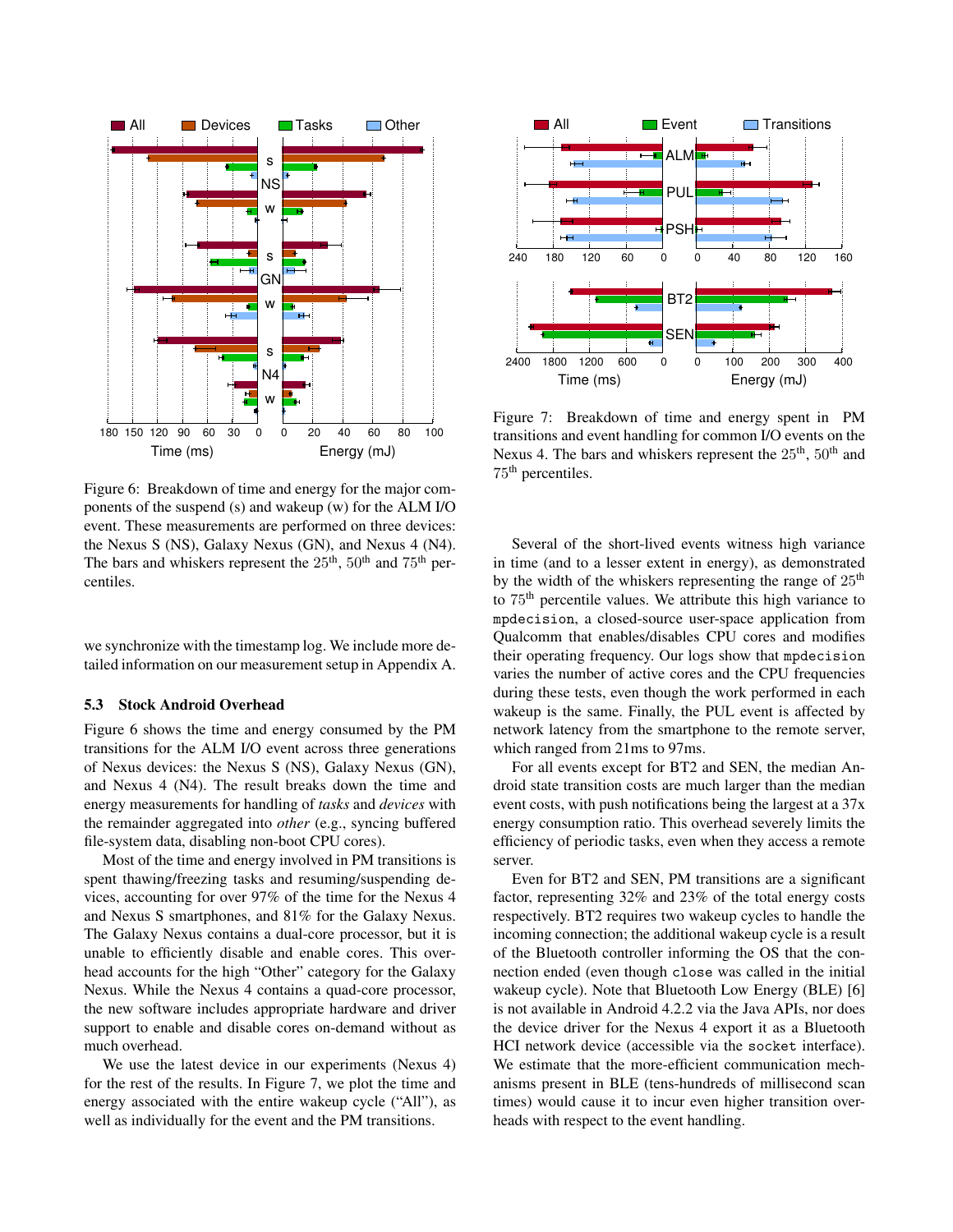Figure 6: Breakdown of time and energy for the major components of the suspend (s) and wakeup (w) for the ALM I/O event. These measurements are performed on three devices: the Nexus S (NS), Galaxy Nexus (GN), and Nexus 4 (N4). The bars and whiskers represent the $25^{th}$, $50^{th}$ and $75^{th}$ percentiles.

we synchronize with the timestamp log. We include more detailed information on our measurement setup in Appendix A.

### 5.3 Stock Android Overhead

Figure 6 shows the time and energy consumed by the PM transitions for the ALM I/O event across three generations of Nexus devices: the Nexus S (NS), Galaxy Nexus (GN), and Nexus 4 (N4). The result breaks down the time and energy measurements for handling of *tasks* and *devices* with the remainder aggregated into *other* (e.g., syncing buffered file-system data, disabling non-boot CPU cores).

Most of the time and energy involved in PM transitions is spent thawing/freezing tasks and resuming/suspending devices, accounting for over 97% of the time for the Nexus 4 and Nexus S smartphones, and 81% for the Galaxy Nexus. The Galaxy Nexus contains a dual-core processor, but it is unable to efficiently disable and enable cores. This overhead accounts for the high "Other" category for the Galaxy Nexus. While the Nexus 4 contains a quad-core processor, the new software includes appropriate hardware and driver support to enable and disable cores on-demand without as much overhead.

We use the latest device in our experiments (Nexus 4) for the rest of the results. In Figure 7, we plot the time and energy associated with the entire wakeup cycle ("All"), as well as individually for the event and the PM transitions.

Figure 7: Breakdown of time and energy spent in PM transitions and event handling for common I/O events on the Nexus 4. The bars and whiskers represent the $25^{th}$, $50^{th}$ and $75^{th}$ percentiles.

Several of the short-lived events witness high variance in time (and to a lesser extent in energy), as demonstrated by the width of the whiskers representing the range of $25^{th}$ to $75^{th}$ percentile values. We attribute this high variance to `mpdecision`, a closed-source user-space application from Qualcomm that enables/disables CPU cores and modifies their operating frequency. Our logs show that `mpdecision` varies the number of active cores and the CPU frequencies during these tests, even though the work performed in each wakeup is the same. Finally, the PUL event is affected by network latency from the smartphone to the remote server, which ranged from 21ms to 97ms.

For all events except for BT2 and SEN, the median Android state transition costs are much larger than the median event costs, with push notifications being the largest at a 37x energy consumption ratio. This overhead severely limits the efficiency of periodic tasks, even when they access a remote server.

Even for BT2 and SEN, PM transitions are a significant factor, representing 32% and 23% of the total energy costs respectively. BT2 requires two wakeup cycles to handle the incoming connection; the additional wakeup cycle is a result of the Bluetooth controller informing the OS that the connection ended (even though `close` was called in the initial wakeup cycle). Note that Bluetooth Low Energy (BLE) [6] is not available in Android 4.2.2 via the Java APIs, nor does the device driver for the Nexus 4 export it as a Bluetooth HCI network device (accessible via the `socket` interface). We estimate that the more-efficient communication mechanisms present in BLE (tens-hundreds of millisecond scan times) would cause it to incur even higher transition overheads with respect to the event handling.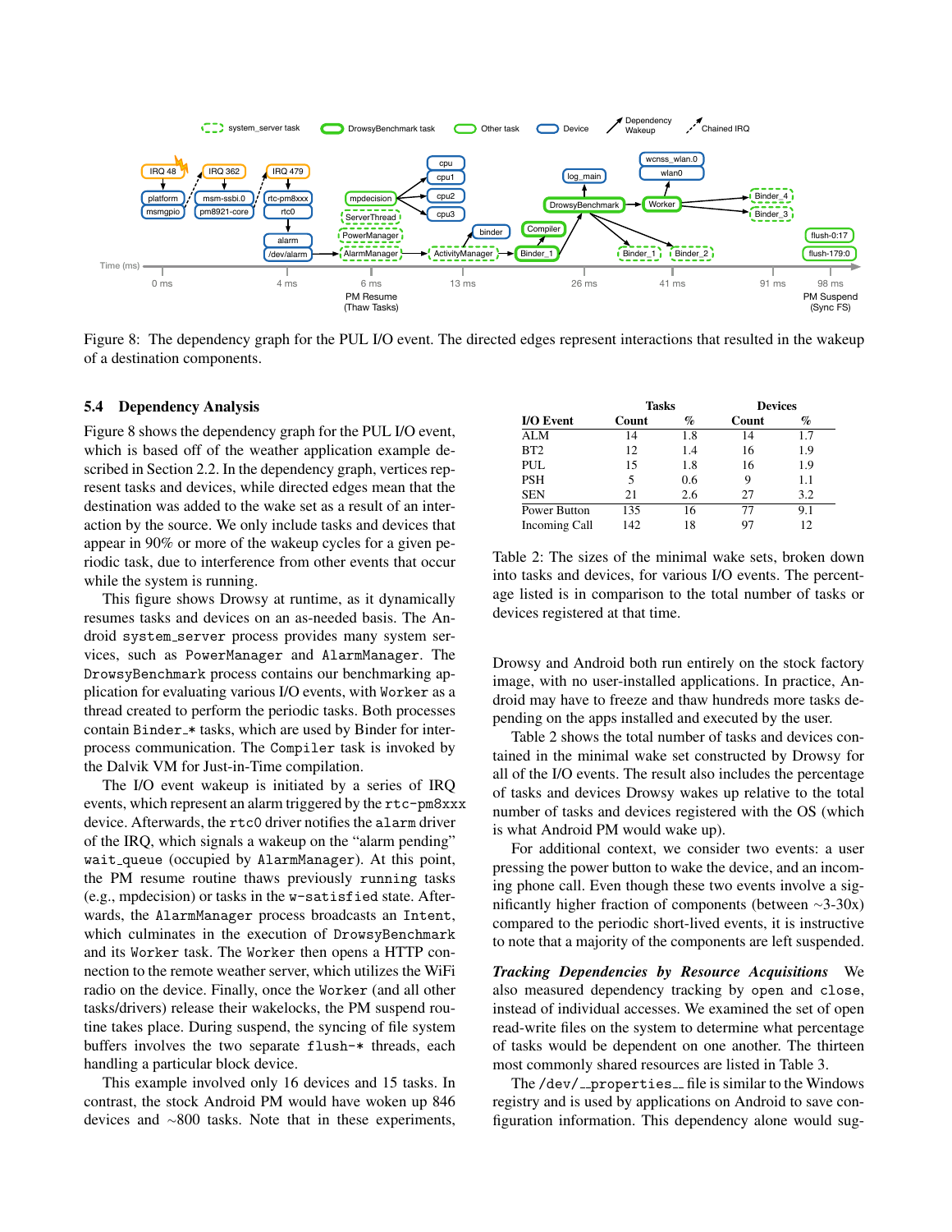Figure 8: The dependency graph for the PUL I/O event. The directed edges represent interactions that resulted in the wakeup of a destination components.

### 5.4 Dependency Analysis

Figure 8 shows the dependency graph for the PUL I/O event, which is based off of the weather application example described in Section 2.2. In the dependency graph, vertices represent tasks and devices, while directed edges mean that the destination was added to the wake set as a result of an interaction by the source. We only include tasks and devices that appear in 90% or more of the wakeup cycles for a given periodic task, due to interference from other events that occur while the system is running.

This figure shows Drowsy at runtime, as it dynamically resumes tasks and devices on an as-needed basis. The Android `system_server` process provides many system services, such as `PowerManager` and `AlarmManager`. The `DrowsyBenchmark` process contains our benchmarking application for evaluating various I/O events, with `Worker` as a thread created to perform the periodic tasks. Both processes contain `Binder_*` tasks, which are used by Binder for interprocess communication. The `Compiler` task is invoked by the Dalvik VM for Just-in-Time compilation.

The I/O event wakeup is initiated by a series of IRQ events, which represent an alarm triggered by the `rtc-pm8xxx` device. Afterwards, the `rtc0` driver notifies the `alarm` driver of the IRQ, which signals a wakeup on the "alarm pending" `wait_queue` (occupied by `AlarmManager`). At this point, the PM resume routine thaws previously `running` tasks (e.g., mpdecision) or tasks in the `w-satisfied` state. Afterwards, the `AlarmManager` process broadcasts an `Intent`, which culminates in the execution of `DrowsyBenchmark` and its `Worker` task. The `Worker` then opens a HTTP connection to the remote weather server, which utilizes the WiFi radio on the device. Finally, once the `Worker` (and all other tasks/drivers) release their wakelocks, the PM suspend routine takes place. During suspend, the syncing of file system buffers involves the two separate `flush-*` threads, each handling a particular block device.

This example involved only 16 devices and 15 tasks. In contrast, the stock Android PM would have woken up 846 devices and ~800 tasks. Note that in these experiments, Drowsy and Android both run entirely on the stock factory image, with no user-installed applications. In practice, Android may have to freeze and thaw hundreds more tasks depending on the apps installed and executed by the user.

| I/O Event | Tasks Count | Tasks % | Devices Count | Devices % |
|---|---|---|---|---|
| ALM | 14 | 1.8 | 14 | 1.7 |
| BT2 | 12 | 1.4 | 16 | 1.9 |
| PUL | 15 | 1.8 | 16 | 1.9 |
| PSH | 5 | 0.6 | 9 | 1.1 |
| SEN | 21 | 2.6 | 27 | 3.2 |
| Power Button | 135 | 16 | 77 | 9.1 |
| Incoming Call | 142 | 18 | 97 | 12 |

Table 2: The sizes of the minimal wake sets, broken down into tasks and devices, for various I/O events. The percentage listed is in comparison to the total number of tasks or devices registered at that time.

Table 2 shows the total number of tasks and devices contained in the minimal wake set constructed by Drowsy for all of the I/O events. The result also includes the percentage of tasks and devices Drowsy wakes up relative to the total number of tasks and devices registered with the OS (which is what Android PM would wake up).

For additional context, we consider two events: a user pressing the power button to wake the device, and an incoming phone call. Even though these two events involve a significantly higher fraction of components (between ~3-30x) compared to the periodic short-lived events, it is instructive to note that a majority of the components are left suspended.

***Tracking Dependencies by Resource Acquisitions*** We also measured dependency tracking by `open` and `close`, instead of individual accesses. We examined the set of open read-write files on the system to determine what percentage of tasks would be dependent on one another. The thirteen most commonly shared resources are listed in Table 3.

The `/dev/__properties__` file is similar to the Windows registry and is used by applications on Android to save configuration information. This dependency alone would sug-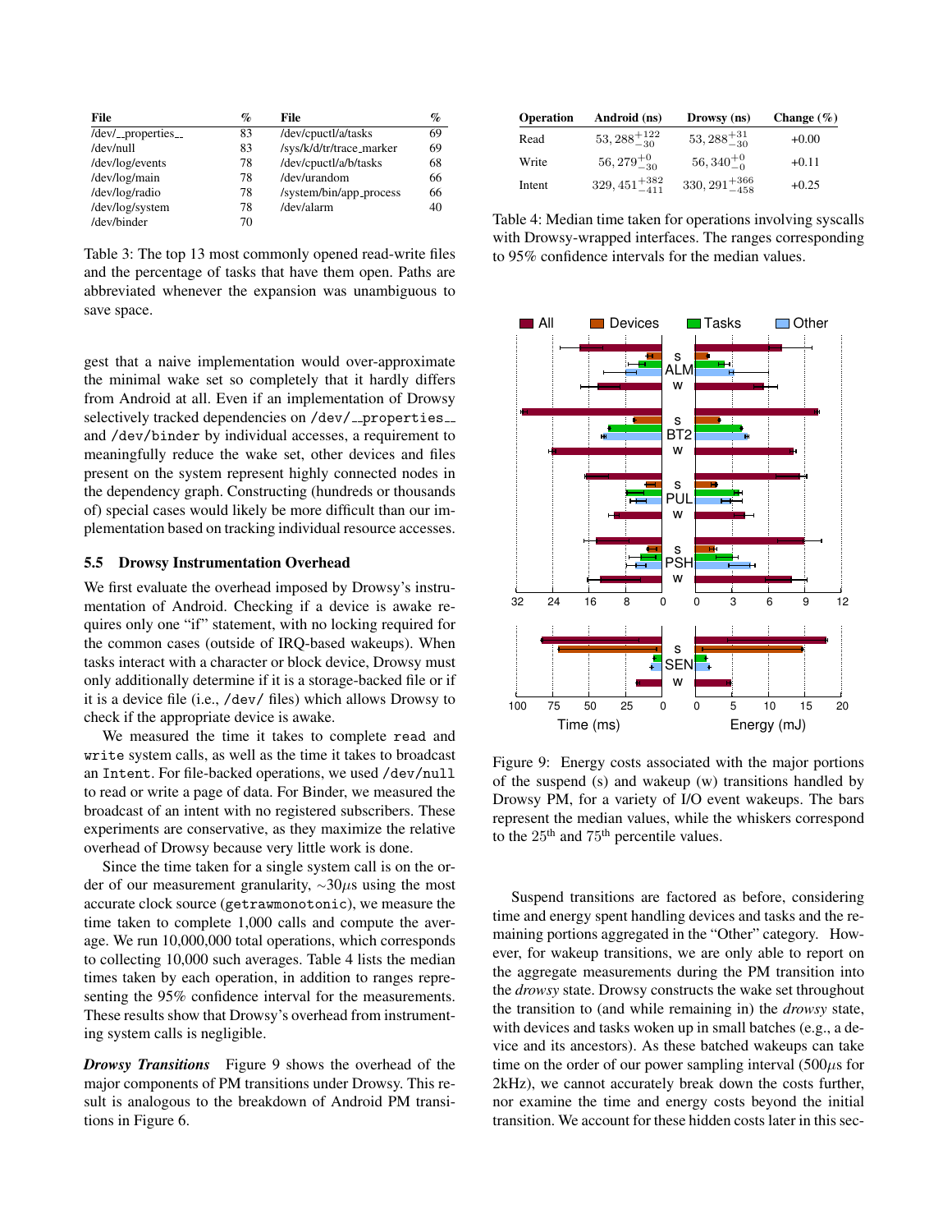| File | % | File | % |
|---|---|---|---|
| /dev/__properties__ | 83 | /dev/cpuctl/a/tasks | 69 |
| /dev/null | 83 | /sys/k/d/tr/trace_marker | 69 |
| /dev/log/events | 78 | /dev/cpuctl/a/b/tasks | 68 |
| /dev/log/main | 78 | /dev/urandom | 66 |
| /dev/log/radio | 78 | /system/bin/app_process | 66 |
| /dev/log/system | 78 | /dev/alarm | 40 |
| /dev/binder | 70 | | |

Table 3: The top 13 most commonly opened read-write files and the percentage of tasks that have them open. Paths are abbreviated whenever the expansion was unambiguous to save space.

gest that a naive implementation would over-approximate the minimal wake set so completely that it hardly differs from Android at all. Even if an implementation of Drowsy selectively tracked dependencies on /dev/__properties__ and /dev/binder by individual accesses, a requirement to meaningfully reduce the wake set, other devices and files present on the system represent highly connected nodes in the dependency graph. Constructing (hundreds or thousands of) special cases would likely be more difficult than our implementation based on tracking individual resource accesses.

### 5.5 Drowsy Instrumentation Overhead

We first evaluate the overhead imposed by Drowsy's instrumentation of Android. Checking if a device is awake requires only one "if" statement, with no locking required for the common cases (outside of IRQ-based wakeups). When tasks interact with a character or block device, Drowsy must only additionally determine if it is a storage-backed file or if it is a device file (i.e., /dev/ files) which allows Drowsy to check if the appropriate device is awake.

We measured the time it takes to complete `read` and `write` system calls, as well as the time it takes to broadcast an `Intent`. For file-backed operations, we used /dev/null to read or write a page of data. For Binder, we measured the broadcast of an intent with no registered subscribers. These experiments are conservative, as they maximize the relative overhead of Drowsy because very little work is done.

Since the time taken for a single system call is on the order of our measurement granularity, $\sim 30\mu s$ using the most accurate clock source (`getrawmonotonic`), we measure the time taken to complete 1,000 calls and compute the average. We run 10,000,000 total operations, which corresponds to collecting 10,000 such averages. Table 4 lists the median times taken by each operation, in addition to ranges representing the 95% confidence interval for the measurements. These results show that Drowsy's overhead from instrumenting system calls is negligible.

***Drowsy Transitions*** Figure 9 shows the overhead of the major components of PM transitions under Drowsy. This result is analogous to the breakdown of Android PM transitions in Figure 6.

| Operation | Android (ns) | Drowsy (ns) | Change (%) |
|---|---|---|---|
| Read | $53,288^{+122}_{-30}$ | $53,288^{+31}_{-30}$ | +0.00 |
| Write | $56,279^{+0}_{-30}$ | $56,340^{+0}_{-0}$ | +0.11 |
| Intent | $329,451^{+382}_{-411}$ | $330,291^{+366}_{-458}$ | +0.25 |

Table 4: Median time taken for operations involving syscalls with Drowsy-wrapped interfaces. The ranges corresponding to 95% confidence intervals for the median values.

Figure 9: Energy costs associated with the major portions of the suspend (s) and wakeup (w) transitions handled by Drowsy PM, for a variety of I/O event wakeups. The bars represent the median values, while the whiskers correspond to the 25[th] and 75[th] percentile values.

Suspend transitions are factored as before, considering time and energy spent handling devices and tasks and the remaining portions aggregated in the "Other" category. However, for wakeup transitions, we are only able to report on the aggregate measurements during the PM transition into the *drowsy* state. Drowsy constructs the wake set throughout the transition to (and while remaining in) the *drowsy* state, with devices and tasks woken up in small batches (e.g., a device and its ancestors). As these batched wakeups can take time on the order of our power sampling interval ($500\mu s$ for 2kHz), we cannot accurately break down the costs further, nor examine the time and energy costs beyond the initial transition. We account for these hidden costs later in this sec-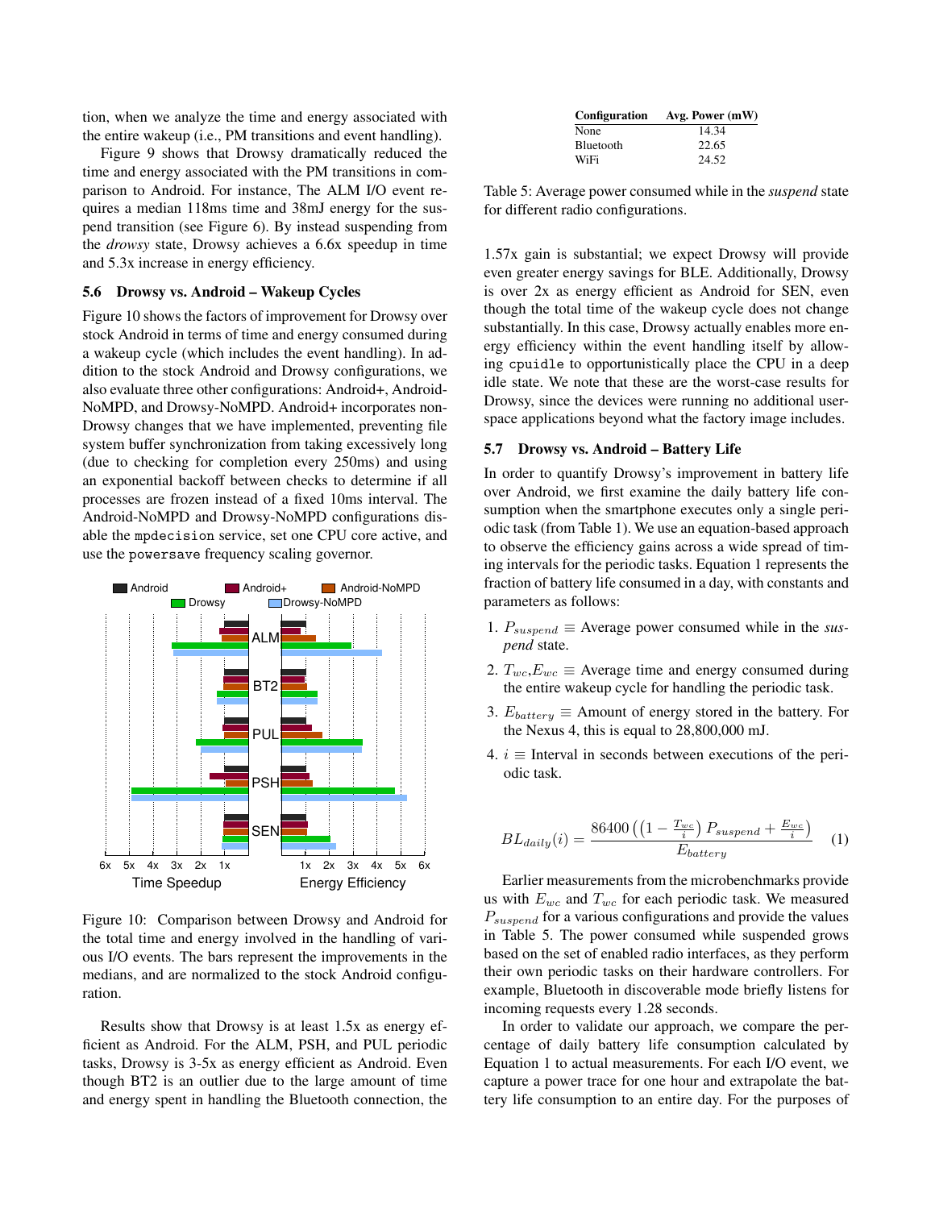tion, when we analyze the time and energy associated with the entire wakeup (i.e., PM transitions and event handling).

Figure 9 shows that Drowsy dramatically reduced the time and energy associated with the PM transitions in comparison to Android. For instance, The ALM I/O event requires a median 118ms time and 38mJ energy for the suspend transition (see Figure 6). By instead suspending from the *drowsy* state, Drowsy achieves a 6.6x speedup in time and 5.3x increase in energy efficiency.

### 5.6 Drowsy vs. Android – Wakeup Cycles

Figure 10 shows the factors of improvement for Drowsy over stock Android in terms of time and energy consumed during a wakeup cycle (which includes the event handling). In addition to the stock Android and Drowsy configurations, we also evaluate three other configurations: Android+, Android-NoMPD, and Drowsy-NoMPD. Android+ incorporates non-Drowsy changes that we have implemented, preventing file system buffer synchronization from taking excessively long (due to checking for completion every 250ms) and using an exponential backoff between checks to determine if all processes are frozen instead of a fixed 10ms interval. The Android-NoMPD and Drowsy-NoMPD configurations disable the `mpdecision` service, set one CPU core active, and use the `powersave` frequency scaling governor.

Figure 10: Comparison between Drowsy and Android for the total time and energy involved in the handling of various I/O events. The bars represent the improvements in the medians, and are normalized to the stock Android configuration.

Results show that Drowsy is at least 1.5x as energy efficient as Android. For the ALM, PSH, and PUL periodic tasks, Drowsy is 3-5x as energy efficient as Android. Even though BT2 is an outlier due to the large amount of time and energy spent in handling the Bluetooth connection, the 1.57x gain is substantial; we expect Drowsy will provide even greater energy savings for BLE. Additionally, Drowsy is over 2x as energy efficient as Android for SEN, even though the total time of the wakeup cycle does not change substantially. In this case, Drowsy actually enables more energy efficiency within the event handling itself by allowing `cpuidle` to opportunistically place the CPU in a deep idle state. We note that these are the worst-case results for Drowsy, since the devices were running no additional user-space applications beyond what the factory image includes.

| Configuration | Avg. Power (mW) |
|---|---|
| None | 14.34 |
| Bluetooth | 22.65 |
| WiFi | 24.52 |

Table 5: Average power consumed while in the *suspend* state for different radio configurations.

### 5.7 Drowsy vs. Android – Battery Life

In order to quantify Drowsy's improvement in battery life over Android, we first examine the daily battery life consumption when the smartphone executes only a single periodic task (from Table 1). We use an equation-based approach to observe the efficiency gains across a wide spread of timing intervals for the periodic tasks. Equation 1 represents the fraction of battery life consumed in a day, with constants and parameters as follows:

1. $P_{suspend} \equiv$ Average power consumed while in the *suspend* state.
2. $T_{wc}, E_{wc} \equiv$ Average time and energy consumed during the entire wakeup cycle for handling the periodic task.
3. $E_{battery} \equiv$ Amount of energy stored in the battery. For the Nexus 4, this is equal to 28,800,000 mJ.
4. $i \equiv$ Interval in seconds between executions of the periodic task.

$$BL_{daily}(i) = \frac{86400\left(\left(1 - \frac{T_{wc}}{i}\right) P_{suspend} + \frac{E_{wc}}{i}\right)}{E_{battery}} \quad (1)$$

Earlier measurements from the microbenchmarks provide us with $E_{wc}$ and $T_{wc}$ for each periodic task. We measured $P_{suspend}$ for a various configurations and provide the values in Table 5. The power consumed while suspended grows based on the set of enabled radio interfaces, as they perform their own periodic tasks on their hardware controllers. For example, Bluetooth in discoverable mode briefly listens for incoming requests every 1.28 seconds.

In order to validate our approach, we compare the percentage of daily battery life consumption calculated by Equation 1 to actual measurements. For each I/O event, we capture a power trace for one hour and extrapolate the battery life consumption to an entire day. For the purposes of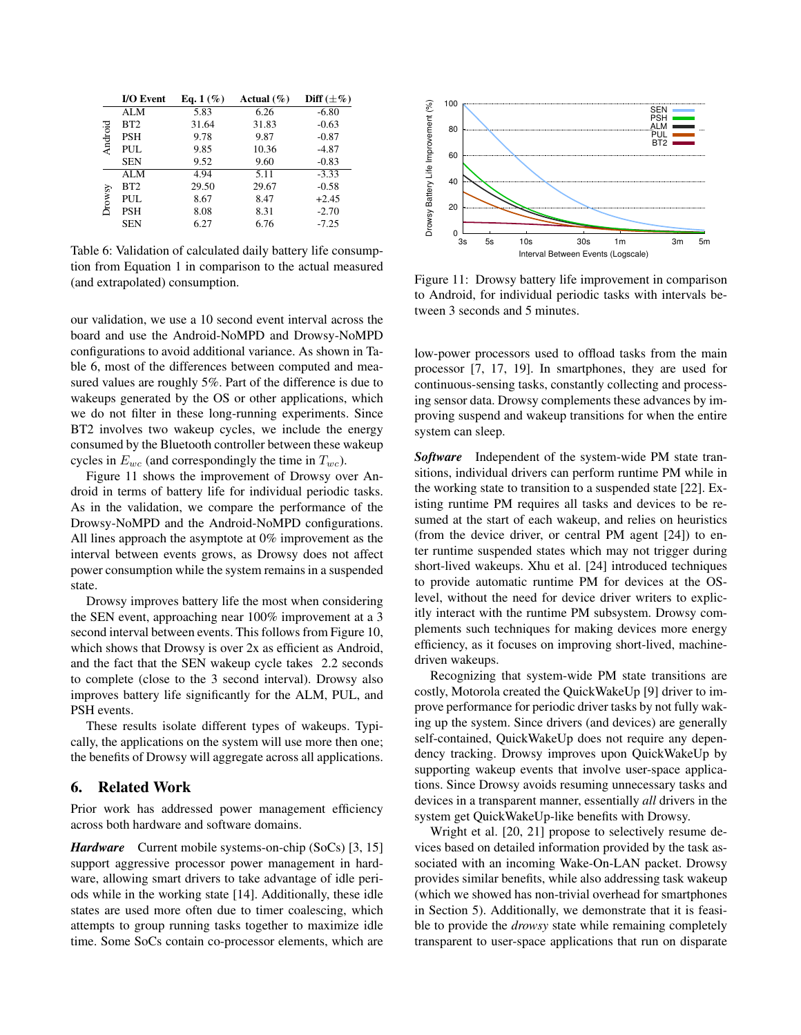| | I/O Event | Eq. 1 (%) | Actual (%) | Diff (±%) |
|---|---|---|---|---|
| Android | ALM | 5.83 | 6.26 | -6.80 |
| | BT2 | 31.64 | 31.83 | -0.63 |
| | PSH | 9.78 | 9.87 | -0.87 |
| | PUL | 9.85 | 10.36 | -4.87 |
| | SEN | 9.52 | 9.60 | -0.83 |
| Drowsy | ALM | 4.94 | 5.11 | -3.33 |
| | BT2 | 29.50 | 29.67 | -0.58 |
| | PUL | 8.67 | 8.47 | +2.45 |
| | PSH | 8.08 | 8.31 | -2.70 |
| | SEN | 6.27 | 6.76 | -7.25 |

Table 6: Validation of calculated daily battery life consumption from Equation 1 in comparison to the actual measured (and extrapolated) consumption.

our validation, we use a 10 second event interval across the board and use the Android-NoMPD and Drowsy-NoMPD configurations to avoid additional variance. As shown in Table 6, most of the differences between computed and measured values are roughly 5%. Part of the difference is due to wakeups generated by the OS or other applications, which we do not filter in these long-running experiments. Since BT2 involves two wakeup cycles, we include the energy consumed by the Bluetooth controller between these wakeup cycles in $E_{wc}$ (and correspondingly the time in $T_{wc}$).

Figure 11 shows the improvement of Drowsy over Android in terms of battery life for individual periodic tasks. As in the validation, we compare the performance of the Drowsy-NoMPD and the Android-NoMPD configurations. All lines approach the asymptote at 0% improvement as the interval between events grows, as Drowsy does not affect power consumption while the system remains in a suspended state.

Drowsy improves battery life the most when considering the SEN event, approaching near 100% improvement at a 3 second interval between events. This follows from Figure 10, which shows that Drowsy is over 2x as efficient as Android, and the fact that the SEN wakeup cycle takes 2.2 seconds to complete (close to the 3 second interval). Drowsy also improves battery life significantly for the ALM, PUL, and PSH events.

These results isolate different types of wakeups. Typically, the applications on the system will use more then one; the benefits of Drowsy will aggregate across all applications.

Figure 11: Drowsy battery life improvement in comparison to Android, for individual periodic tasks with intervals between 3 seconds and 5 minutes.

## 6. Related Work

Prior work has addressed power management efficiency across both hardware and software domains.

***Hardware*** Current mobile systems-on-chip (SoCs) [3, 15] support aggressive processor power management in hardware, allowing smart drivers to take advantage of idle periods while in the working state [14]. Additionally, these idle states are used more often due to timer coalescing, which attempts to group running tasks together to maximize idle time. Some SoCs contain co-processor elements, which are low-power processors used to offload tasks from the main processor [7, 17, 19]. In smartphones, they are used for continuous-sensing tasks, constantly collecting and processing sensor data. Drowsy complements these advances by improving suspend and wakeup transitions for when the entire system can sleep.

***Software*** Independent of the system-wide PM state transitions, individual drivers can perform runtime PM while in the working state to transition to a suspended state [22]. Existing runtime PM requires all tasks and devices to be resumed at the start of each wakeup, and relies on heuristics (from the device driver, or central PM agent [24]) to enter runtime suspended states which may not trigger during short-lived wakeups. Xhu et al. [24] introduced techniques to provide automatic runtime PM for devices at the OS-level, without the need for device driver writers to explicitly interact with the runtime PM subsystem. Drowsy complements such techniques for making devices more energy efficiency, as it focuses on improving short-lived, machine-driven wakeups.

Recognizing that system-wide PM state transitions are costly, Motorola created the QuickWakeUp [9] driver to improve performance for periodic driver tasks by not fully waking up the system. Since drivers (and devices) are generally self-contained, QuickWakeUp does not require any dependency tracking. Drowsy improves upon QuickWakeUp by supporting wakeup events that involve user-space applications. Since Drowsy avoids resuming unnecessary tasks and devices in a transparent manner, essentially *all* drivers in the system get QuickWakeUp-like benefits with Drowsy.

Wright et al. [20, 21] propose to selectively resume devices based on detailed information provided by the task associated with an incoming Wake-On-LAN packet. Drowsy provides similar benefits, while also addressing task wakeup (which we showed has non-trivial overhead for smartphones in Section 5). Additionally, we demonstrate that it is feasible to provide the *drowsy* state while remaining completely transparent to user-space applications that run on disparate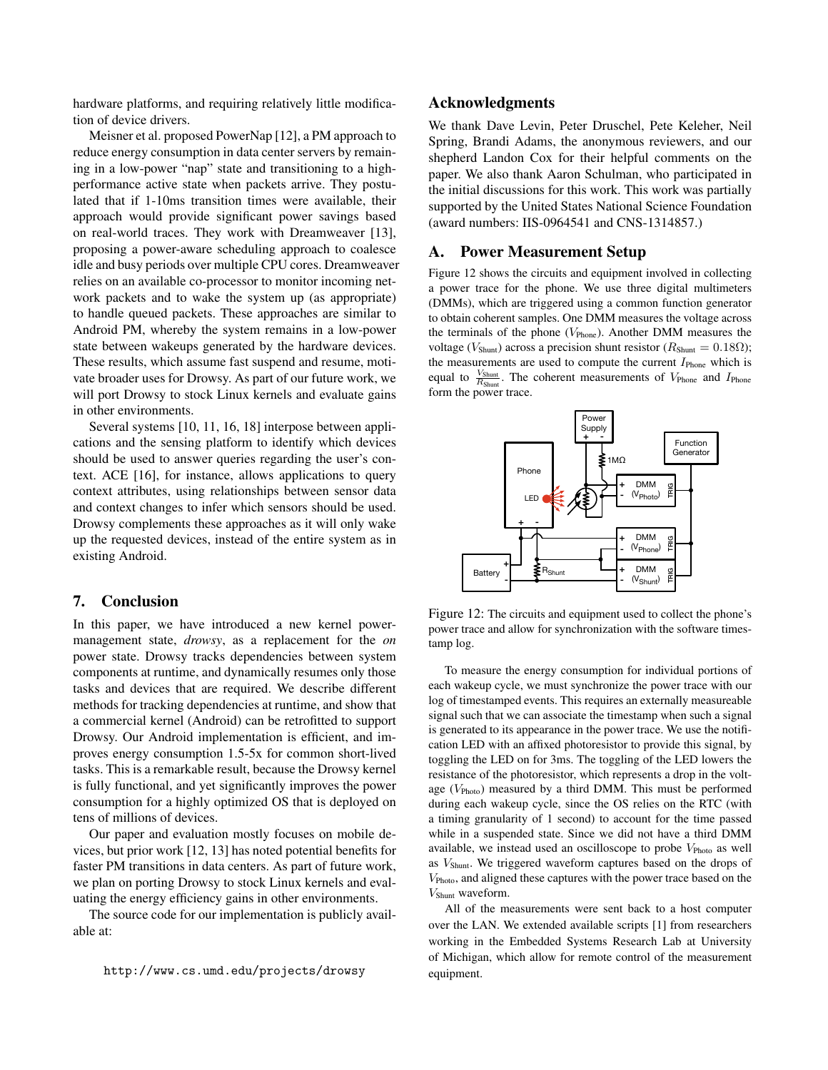hardware platforms, and requiring relatively little modification of device drivers.

Meisner et al. proposed PowerNap [12], a PM approach to reduce energy consumption in data center servers by remaining in a low-power "nap" state and transitioning to a high-performance active state when packets arrive. They postulated that if 1-10ms transition times were available, their approach would provide significant power savings based on real-world traces. They work with Dreamweaver [13], proposing a power-aware scheduling approach to coalesce idle and busy periods over multiple CPU cores. Dreamweaver relies on an available co-processor to monitor incoming network packets and to wake the system up (as appropriate) to handle queued packets. These approaches are similar to Android PM, whereby the system remains in a low-power state between wakeups generated by the hardware devices. These results, which assume fast suspend and resume, motivate broader uses for Drowsy. As part of our future work, we will port Drowsy to stock Linux kernels and evaluate gains in other environments.

Several systems [10, 11, 16, 18] interpose between applications and the sensing platform to identify which devices should be used to answer queries regarding the user's context. ACE [16], for instance, allows applications to query context attributes, using relationships between sensor data and context changes to infer which sensors should be used. Drowsy complements these approaches as it will only wake up the requested devices, instead of the entire system as in existing Android.

## 7. Conclusion

In this paper, we have introduced a new kernel power-management state, *drowsy*, as a replacement for the *on* power state. Drowsy tracks dependencies between system components at runtime, and dynamically resumes only those tasks and devices that are required. We describe different methods for tracking dependencies at runtime, and show that a commercial kernel (Android) can be retrofitted to support Drowsy. Our Android implementation is efficient, and improves energy consumption 1.5-5x for common short-lived tasks. This is a remarkable result, because the Drowsy kernel is fully functional, and yet significantly improves the power consumption for a highly optimized OS that is deployed on tens of millions of devices.

Our paper and evaluation mostly focuses on mobile devices, but prior work [12, 13] has noted potential benefits for faster PM transitions in data centers. As part of future work, we plan on porting Drowsy to stock Linux kernels and evaluating the energy efficiency gains in other environments.

The source code for our implementation is publicly available at:

```
http://www.cs.umd.edu/projects/drowsy
```

## Acknowledgments

We thank Dave Levin, Peter Druschel, Pete Keleher, Neil Spring, Brandi Adams, the anonymous reviewers, and our shepherd Landon Cox for their helpful comments on the paper. We also thank Aaron Schulman, who participated in the initial discussions for this work. This work was partially supported by the United States National Science Foundation (award numbers: IIS-0964541 and CNS-1314857.)

## A. Power Measurement Setup

Figure 12 shows the circuits and equipment involved in collecting a power trace for the phone. We use three digital multimeters (DMMs), which are triggered using a common function generator to obtain coherent samples. One DMM measures the voltage across the terminals of the phone ($V_{\text{Phone}}$). Another DMM measures the voltage ($V_{\text{Shunt}}$) across a precision shunt resistor ($R_{\text{Shunt}} = 0.18\Omega$); the measurements are used to compute the current $I_{\text{Phone}}$ which is equal to $\frac{V_{\text{Shunt}}}{R_{\text{Shunt}}}$. The coherent measurements of $V_{\text{Phone}}$ and $I_{\text{Phone}}$ form the power trace.

Figure 12: The circuits and equipment used to collect the phone's power trace and allow for synchronization with the software timestamp log.

To measure the energy consumption for individual portions of each wakeup cycle, we must synchronize the power trace with our log of timestamped events. This requires an externally measureable signal such that we can associate the timestamp when such a signal is generated to its appearance in the power trace. We use the notification LED with an affixed photoresistor to provide this signal, by toggling the LED on for 3ms. The toggling of the LED lowers the resistance of the photoresistor, which represents a drop in the voltage ($V_{\text{Photo}}$) measured by a third DMM. This must be performed during each wakeup cycle, since the OS relies on the RTC (with a timing granularity of 1 second) to account for the time passed while in a suspended state. Since we did not have a third DMM available, we instead used an oscilloscope to probe $V_{\text{Photo}}$ as well as $V_{\text{Shunt}}$. We triggered waveform captures based on the drops of $V_{\text{Photo}}$, and aligned these captures with the power trace based on the $V_{\text{Shunt}}$ waveform.

All of the measurements were sent back to a host computer over the LAN. We extended available scripts [1] from researchers working in the Embedded Systems Research Lab at University of Michigan, which allow for remote control of the measurement equipment.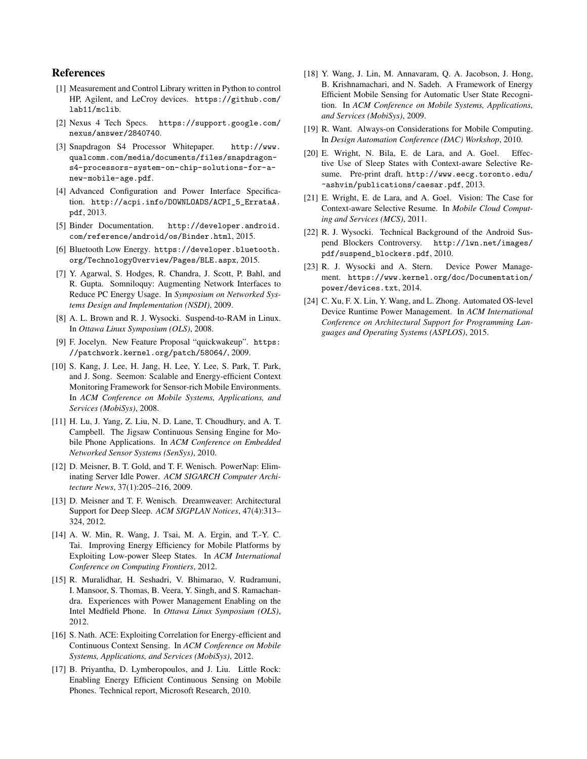## References

[1] Measurement and Control Library written in Python to control HP, Agilent, and LeCroy devices. https://github.com/lab11/mclib.

[2] Nexus 4 Tech Specs. https://support.google.com/nexus/answer/2840740.

[3] Snapdragon S4 Processor Whitepaper. http://www.qualcomm.com/media/documents/files/snapdragon-s4-processors-system-on-chip-solutions-for-a-new-mobile-age.pdf.

[4] Advanced Configuration and Power Interface Specification. http://acpi.info/DOWNLOADS/ACPI_5_ErrataA.pdf, 2013.

[5] Binder Documentation. http://developer.android.com/reference/android/os/Binder.html, 2015.

[6] Bluetooth Low Energy. https://developer.bluetooth.org/TechnologyOverview/Pages/BLE.aspx, 2015.

[7] Y. Agarwal, S. Hodges, R. Chandra, J. Scott, P. Bahl, and R. Gupta. Somniloquy: Augmenting Network Interfaces to Reduce PC Energy Usage. In *Symposium on Networked Systems Design and Implementation (NSDI)*, 2009.

[8] A. L. Brown and R. J. Wysocki. Suspend-to-RAM in Linux. In *Ottawa Linux Symposium (OLS)*, 2008.

[9] F. Jocelyn. New Feature Proposal "quickwakeup". https://patchwork.kernel.org/patch/58064/, 2009.

[10] S. Kang, J. Lee, H. Jang, H. Lee, Y. Lee, S. Park, T. Park, and J. Song. Seemon: Scalable and Energy-efficient Context Monitoring Framework for Sensor-rich Mobile Environments. In *ACM Conference on Mobile Systems, Applications, and Services (MobiSys)*, 2008.

[11] H. Lu, J. Yang, Z. Liu, N. D. Lane, T. Choudhury, and A. T. Campbell. The Jigsaw Continuous Sensing Engine for Mobile Phone Applications. In *ACM Conference on Embedded Networked Sensor Systems (SenSys)*, 2010.

[12] D. Meisner, B. T. Gold, and T. F. Wenisch. PowerNap: Eliminating Server Idle Power. *ACM SIGARCH Computer Architecture News*, 37(1):205–216, 2009.

[13] D. Meisner and T. F. Wenisch. Dreamweaver: Architectural Support for Deep Sleep. *ACM SIGPLAN Notices*, 47(4):313–324, 2012.

[14] A. W. Min, R. Wang, J. Tsai, M. A. Ergin, and T.-Y. C. Tai. Improving Energy Efficiency for Mobile Platforms by Exploiting Low-power Sleep States. In *ACM International Conference on Computing Frontiers*, 2012.

[15] R. Muralidhar, H. Seshadri, V. Bhimarao, V. Rudramuni, I. Mansoor, S. Thomas, B. Veera, Y. Singh, and S. Ramachandra. Experiences with Power Management Enabling on the Intel Medfield Phone. In *Ottawa Linux Symposium (OLS)*, 2012.

[16] S. Nath. ACE: Exploiting Correlation for Energy-efficient and Continuous Context Sensing. In *ACM Conference on Mobile Systems, Applications, and Services (MobiSys)*, 2012.

[17] B. Priyantha, D. Lymberopoulos, and J. Liu. Little Rock: Enabling Energy Efficient Continuous Sensing on Mobile Phones. Technical report, Microsoft Research, 2010.

[18] Y. Wang, J. Lin, M. Annavaram, Q. A. Jacobson, J. Hong, B. Krishnamachari, and N. Sadeh. A Framework of Energy Efficient Mobile Sensing for Automatic User State Recognition. In *ACM Conference on Mobile Systems, Applications, and Services (MobiSys)*, 2009.

[19] R. Want. Always-on Considerations for Mobile Computing. In *Design Automation Conference (DAC) Workshop*, 2010.

[20] E. Wright, N. Bila, E. de Lara, and A. Goel. Effective Use of Sleep States with Context-aware Selective Resume. Pre-print draft. http://www.eecg.toronto.edu/~ashvin/publications/caesar.pdf, 2013.

[21] E. Wright, E. de Lara, and A. Goel. Vision: The Case for Context-aware Selective Resume. In *Mobile Cloud Computing and Services (MCS)*, 2011.

[22] R. J. Wysocki. Technical Background of the Android Suspend Blockers Controversy. http://lwn.net/images/pdf/suspend_blockers.pdf, 2010.

[23] R. J. Wysocki and A. Stern. Device Power Management. https://www.kernel.org/doc/Documentation/power/devices.txt, 2014.

[24] C. Xu, F. X. Lin, Y. Wang, and L. Zhong. Automated OS-level Device Runtime Power Management. In *ACM International Conference on Architectural Support for Programming Languages and Operating Systems (ASPLOS)*, 2015.